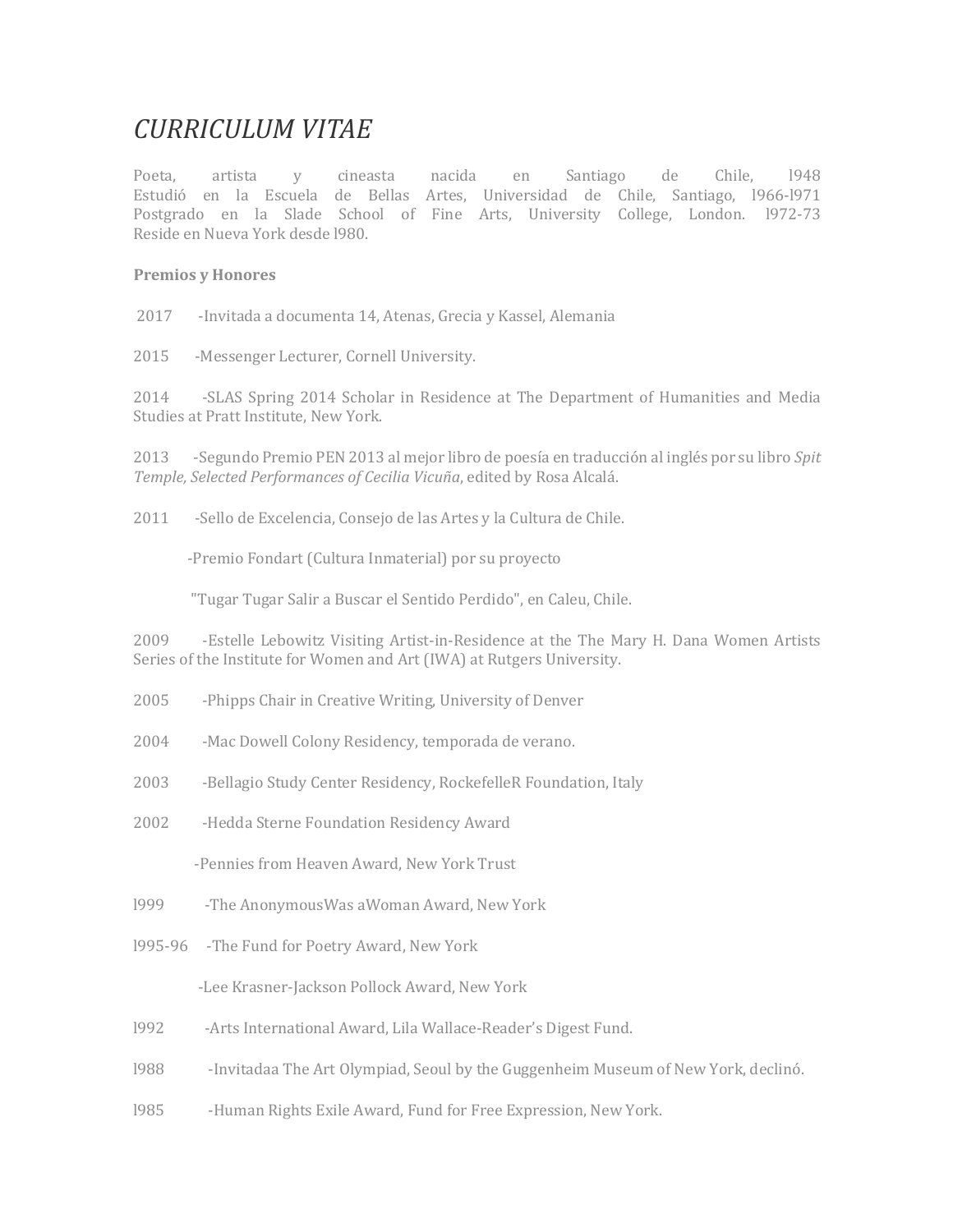# *CURRICULUM VITAE*

Poeta, artista y cineasta nacida en Santiago de Chile, l948
Estudió en la Escuela de Bellas Artes, Universidad de Chile, Santiago, l966-l971
Postgrado en la Slade School of Fine Arts, University College, London. l972-73
Reside en Nueva York desde l980.

**Premios y Honores**

2017 -Invitada a documenta 14, Atenas, Grecia y Kassel, Alemania

2015 -Messenger Lecturer, Cornell University.

2014 -SLAS Spring 2014 Scholar in Residence at The Department of Humanities and Media Studies at Pratt Institute, New York.

2013 -Segundo Premio PEN 2013 al mejor libro de poesía en traducción al inglés por su libro *Spit Temple, Selected Performances of Cecilia Vicuña*, edited by Rosa Alcalá.

2011 -Sello de Excelencia, Consejo de las Artes y la Cultura de Chile.

-Premio Fondart (Cultura Inmaterial) por su proyecto

"Tugar Tugar Salir a Buscar el Sentido Perdido", en Caleu, Chile.

2009 -Estelle Lebowitz Visiting Artist-in-Residence at the The Mary H. Dana Women Artists Series of the Institute for Women and Art (IWA) at Rutgers University.

2005 -Phipps Chair in Creative Writing, University of Denver

2004 -Mac Dowell Colony Residency, temporada de verano.

2003 -Bellagio Study Center Residency, RockefelleR Foundation, Italy

2002 -Hedda Sterne Foundation Residency Award

-Pennies from Heaven Award, New York Trust

l999 -The AnonymousWas aWoman Award, New York

l995-96 -The Fund for Poetry Award, New York

-Lee Krasner-Jackson Pollock Award, New York

l992 -Arts International Award, Lila Wallace-Reader's Digest Fund.

l988 -Invitadaa The Art Olympiad, Seoul by the Guggenheim Museum of New York, declinó.

l985 -Human Rights Exile Award, Fund for Free Expression, New York.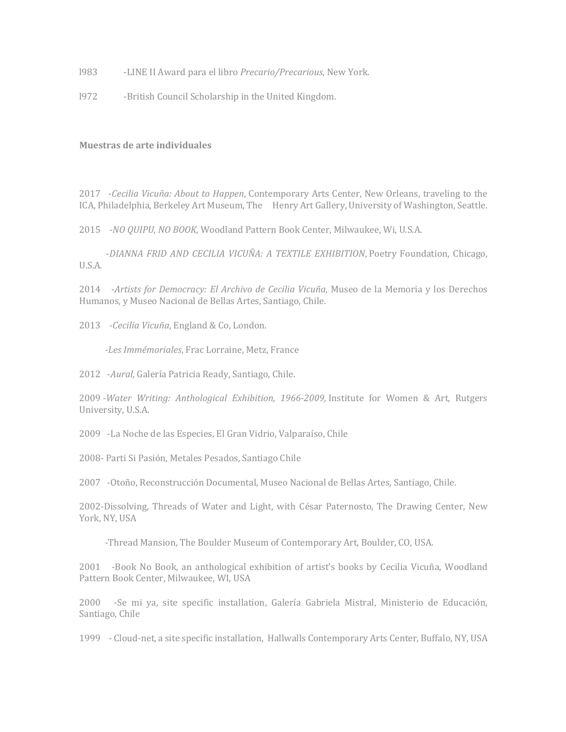l983 -LINE II Award para el libro *Precario/Precarious*, New York.

l972 -British Council Scholarship in the United Kingdom.

**Muestras de arte individuales**

2017 -*Cecilia Vicuña: About to Happen*, Contemporary Arts Center, New Orleans, traveling to the ICA, Philadelphia, Berkeley Art Museum, The Henry Art Gallery, University of Washington, Seattle.

2015 -*NO QUIPU, NO BOOK*, Woodland Pattern Book Center, Milwaukee, Wi, U.S.A.

-*DIANNA FRID AND CECILIA VICUÑA: A TEXTILE EXHIBITION*, Poetry Foundation, Chicago, U.S.A.

2014 -*Artists for Democracy: El Archivo de Cecilia Vicuña*, Museo de la Memoria y los Derechos Humanos, y Museo Nacional de Bellas Artes, Santiago, Chile.

2013 -*Cecilia Vicuña*, England & Co, London.

-*Les Immémoriales*, Frac Lorraine, Metz, France

2012 -*Aural,* Galería Patricia Ready, Santiago, Chile.

2009 -*Water Writing: Anthological Exhibition, 1966-2009,* Institute for Women & Art, Rutgers University, U.S.A.

2009 -La Noche de las Especies, El Gran Vidrio, Valparaíso, Chile

2008- Parti Si Pasión, Metales Pesados, Santiago Chile

2007 -Otoño, Reconstrucción Documental, Museo Nacional de Bellas Artes, Santiago, Chile.

2002-Dissolving, Threads of Water and Light, with César Paternosto, The Drawing Center, New York, NY, USA

-Thread Mansion, The Boulder Museum of Contemporary Art, Boulder, CO, USA.

2001 -Book No Book, an anthological exhibition of artist's books by Cecilia Vicuña, Woodland Pattern Book Center, Milwaukee, WI, USA

2000 -Se mi ya, site specific installation, Galería Gabriela Mistral, Ministerio de Educación, Santiago, Chile

1999 - Cloud-net, a site specific installation, Hallwalls Contemporary Arts Center, Buffalo, NY, USA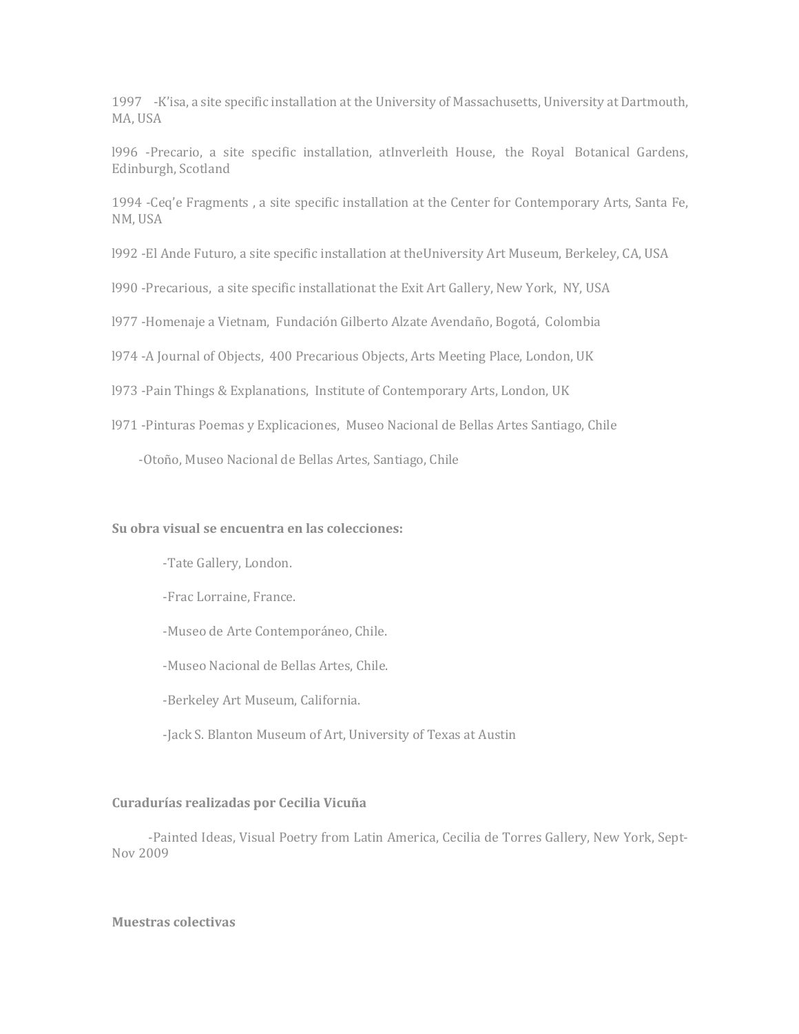1997 -K'isa, a site specific installation at the University of Massachusetts, University at Dartmouth, MA, USA

l996 -Precario, a site specific installation, atInverleith House, the Royal Botanical Gardens, Edinburgh, Scotland

1994 -Ceq'e Fragments , a site specific installation at the Center for Contemporary Arts, Santa Fe, NM, USA

l992 -El Ande Futuro, a site specific installation at theUniversity Art Museum, Berkeley, CA, USA

l990 -Precarious, a site specific installationat the Exit Art Gallery, New York, NY, USA

l977 -Homenaje a Vietnam, Fundación Gilberto Alzate Avendaño, Bogotá, Colombia

l974 -A Journal of Objects, 400 Precarious Objects, Arts Meeting Place, London, UK

l973 -Pain Things & Explanations, Institute of Contemporary Arts, London, UK

l971 -Pinturas Poemas y Explicaciones, Museo Nacional de Bellas Artes Santiago, Chile

-Otoño, Museo Nacional de Bellas Artes, Santiago, Chile

**Su obra visual se encuentra en las colecciones:**

-Tate Gallery, London.

-Frac Lorraine, France.

-Museo de Arte Contemporáneo, Chile.

-Museo Nacional de Bellas Artes, Chile.

-Berkeley Art Museum, California.

-Jack S. Blanton Museum of Art, University of Texas at Austin

**Curadurías realizadas por Cecilia Vicuña**

-Painted Ideas, Visual Poetry from Latin America, Cecilia de Torres Gallery, New York, Sept-Nov 2009

**Muestras colectivas**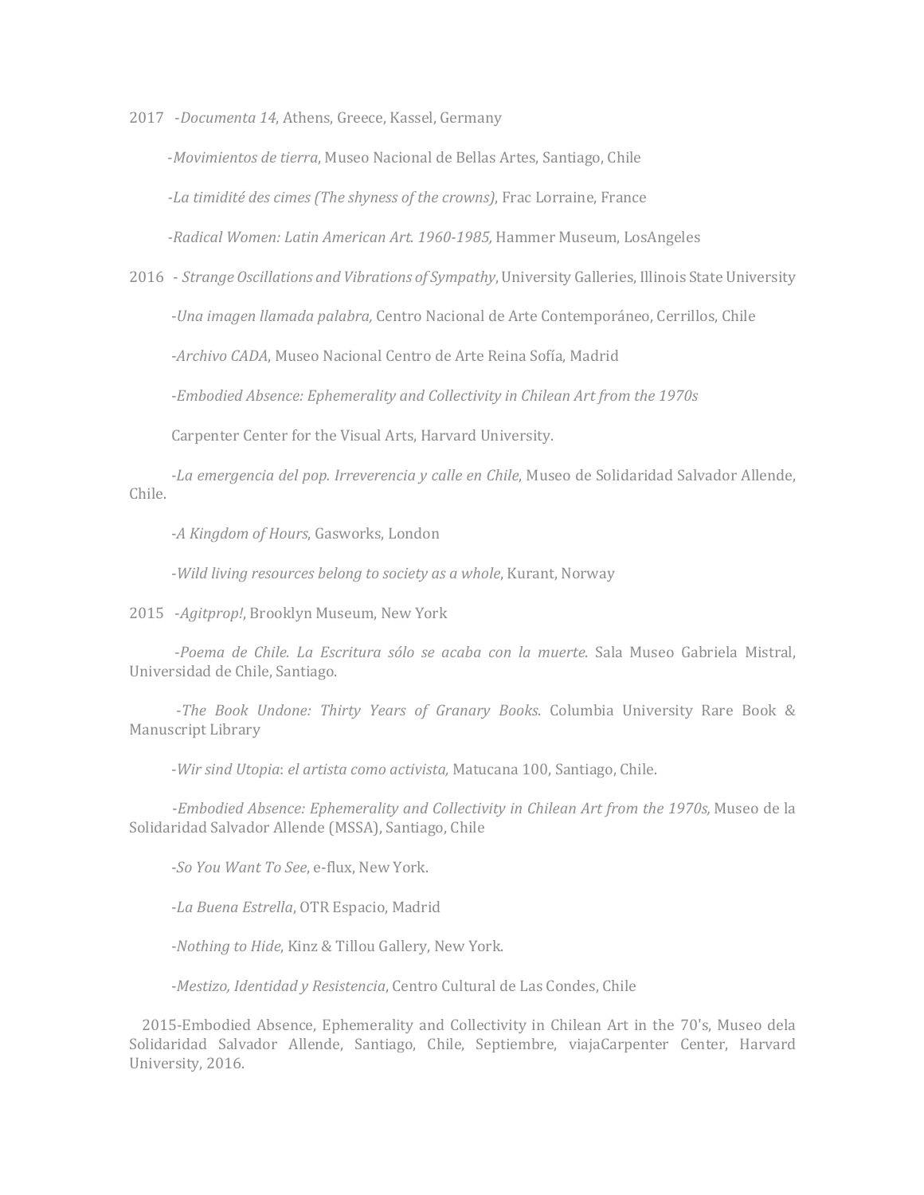2017 -*Documenta 14*, Athens, Greece, Kassel, Germany

-*Movimientos de tierra*, Museo Nacional de Bellas Artes, Santiago, Chile

-*La timidité des cimes (The shyness of the crowns)*, Frac Lorraine, France

-*Radical Women: Latin American Art. 1960-1985,* Hammer Museum, LosAngeles

2016 - *Strange Oscillations and Vibrations of Sympathy*, University Galleries, Illinois State University

-*Una imagen llamada palabra,* Centro Nacional de Arte Contemporáneo, Cerrillos, Chile

-*Archivo CADA*, Museo Nacional Centro de Arte Reina Sofía, Madrid

-*Embodied Absence: Ephemerality and Collectivity in Chilean Art from the 1970s*

Carpenter Center for the Visual Arts, Harvard University.

-*La emergencia del pop. Irreverencia y calle en Chile*, Museo de Solidaridad Salvador Allende, Chile.

-*A Kingdom of Hours*, Gasworks, London

-*Wild living resources belong to society as a whole*, Kurant, Norway

2015 -*Agitprop!*, Brooklyn Museum, New York

-*Poema de Chile. La Escritura sólo se acaba con la muerte*. Sala Museo Gabriela Mistral, Universidad de Chile, Santiago.

-*The Book Undone: Thirty Years of Granary Books*. Columbia University Rare Book & Manuscript Library

-*Wir sind Utopia*: *el artista como activista,* Matucana 100, Santiago, Chile.

-*Embodied Absence: Ephemerality and Collectivity in Chilean Art from the 1970s,* Museo de la Solidaridad Salvador Allende (MSSA), Santiago, Chile

-*So You Want To See*, e-flux, New York.

-*La Buena Estrella*, OTR Espacio, Madrid

-*Nothing to Hide*, Kinz & Tillou Gallery, New York.

-*Mestizo, Identidad y Resistencia*, Centro Cultural de Las Condes, Chile

2015-Embodied Absence, Ephemerality and Collectivity in Chilean Art in the 70's, Museo dela Solidaridad Salvador Allende, Santiago, Chile, Septiembre, viajaCarpenter Center, Harvard University, 2016.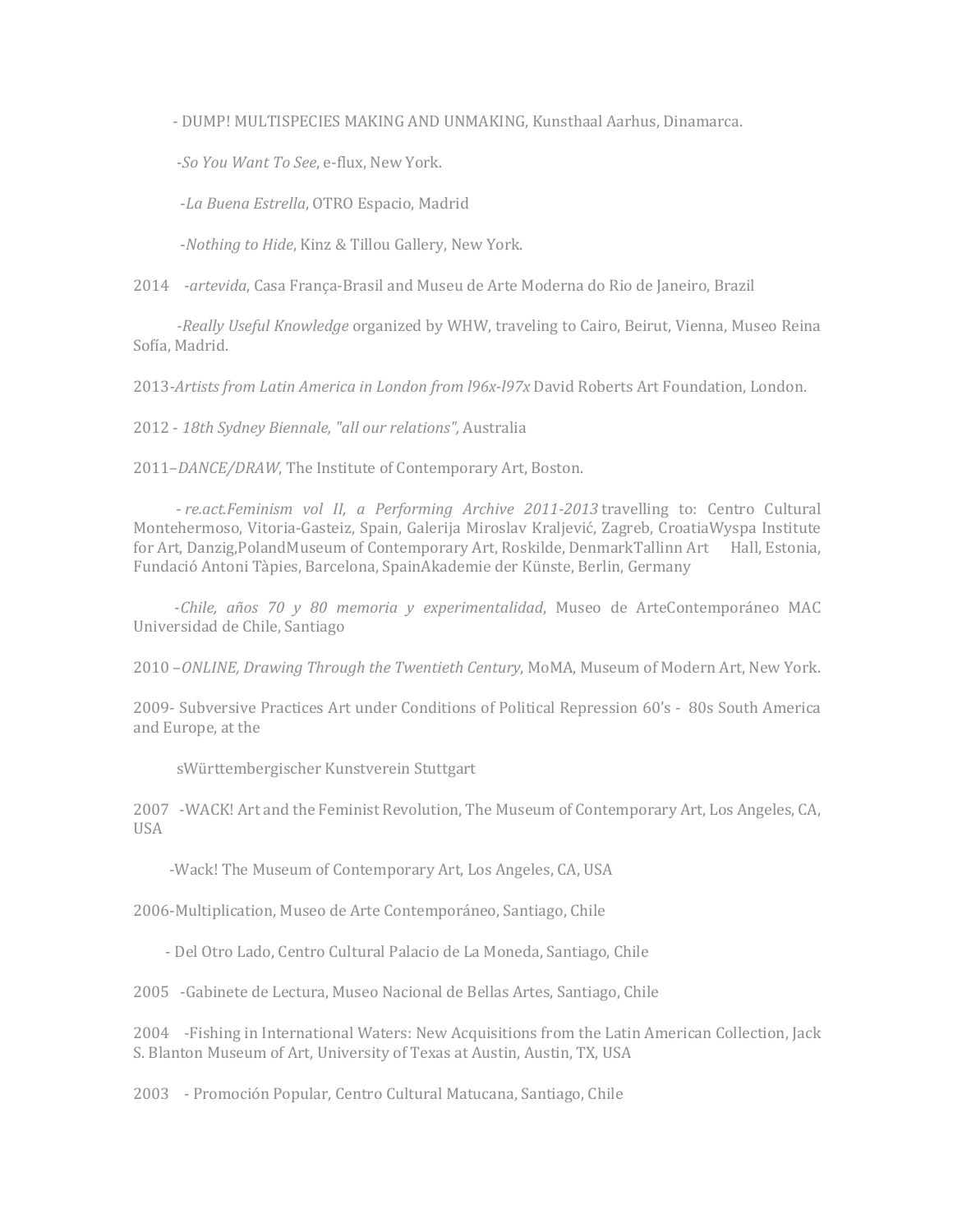- DUMP! MULTISPECIES MAKING AND UNMAKING, Kunsthaal Aarhus, Dinamarca.

-*So You Want To See*, e-flux, New York.

-*La Buena Estrella*, OTRO Espacio, Madrid

-*Nothing to Hide*, Kinz & Tillou Gallery, New York.

2014 -*artevida*, Casa França-Brasil and Museu de Arte Moderna do Rio de Janeiro, Brazil

-*Really Useful Knowledge* organized by WHW, traveling to Cairo, Beirut, Vienna, Museo Reina Sofía, Madrid.

2013-*Artists from Latin America in London from l96x-l97x* David Roberts Art Foundation, London.

2012 - *18th Sydney Biennale, "all our relations"*, Australia

2011–*DANCE/DRAW*, The Institute of Contemporary Art, Boston.

- *re.act.Feminism vol II, a Performing Archive 2011-2013* travelling to: Centro Cultural Montehermoso, Vitoria-Gasteiz, Spain, Galerija Miroslav Kraljević, Zagreb, CroatiaWyspa Institute for Art, Danzig,PolandMuseum of Contemporary Art, Roskilde, DenmarkTallinn Art Hall, Estonia, Fundació Antoni Tàpies, Barcelona, SpainAkademie der Künste, Berlin, Germany

-*Chile, años 70 y 80 memoria y experimentalidad*, Museo de ArteContemporáneo MAC Universidad de Chile, Santiago

2010 –*ONLINE, Drawing Through the Twentieth Century*, MoMA, Museum of Modern Art, New York.

2009- Subversive Practices Art under Conditions of Political Repression 60's - 80s South America and Europe, at the

sWürttembergischer Kunstverein Stuttgart

2007 -WACK! Art and the Feminist Revolution, The Museum of Contemporary Art, Los Angeles, CA, USA

-Wack! The Museum of Contemporary Art, Los Angeles, CA, USA

2006-Multiplication, Museo de Arte Contemporáneo, Santiago, Chile

- Del Otro Lado, Centro Cultural Palacio de La Moneda, Santiago, Chile

2005 -Gabinete de Lectura, Museo Nacional de Bellas Artes, Santiago, Chile

2004 -Fishing in International Waters: New Acquisitions from the Latin American Collection, Jack S. Blanton Museum of Art, University of Texas at Austin, Austin, TX, USA

2003 - Promoción Popular, Centro Cultural Matucana, Santiago, Chile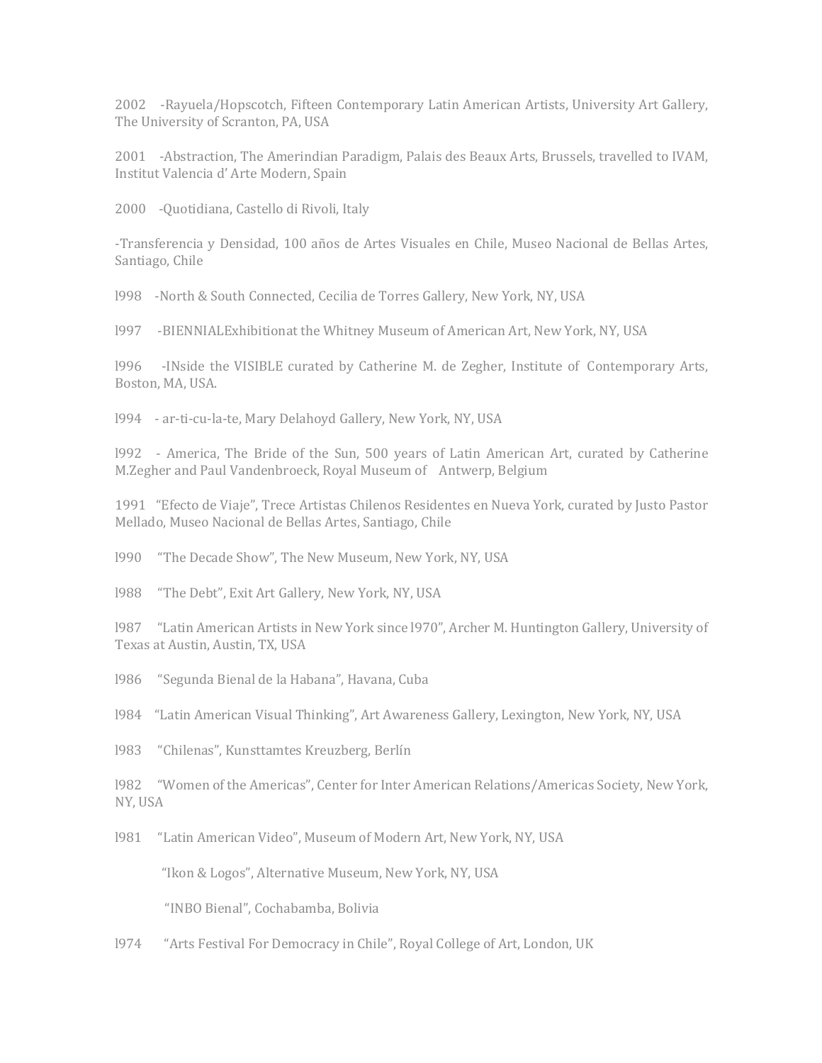2002 -Rayuela/Hopscotch, Fifteen Contemporary Latin American Artists, University Art Gallery, The University of Scranton, PA, USA

2001 -Abstraction, The Amerindian Paradigm, Palais des Beaux Arts, Brussels, travelled to IVAM, Institut Valencia d' Arte Modern, Spain

2000 -Quotidiana, Castello di Rivoli, Italy

-Transferencia y Densidad, 100 años de Artes Visuales en Chile, Museo Nacional de Bellas Artes, Santiago, Chile

l998 -North & South Connected, Cecilia de Torres Gallery, New York, NY, USA

l997 -BIENNIALExhibitionat the Whitney Museum of American Art, New York, NY, USA

l996 -INside the VISIBLE curated by Catherine M. de Zegher, Institute of Contemporary Arts, Boston, MA, USA.

l994 - ar-ti-cu-la-te, Mary Delahoyd Gallery, New York, NY, USA

l992 - America, The Bride of the Sun, 500 years of Latin American Art, curated by Catherine M.Zegher and Paul Vandenbroeck, Royal Museum of Antwerp, Belgium

1991 "Efecto de Viaje", Trece Artistas Chilenos Residentes en Nueva York, curated by Justo Pastor Mellado, Museo Nacional de Bellas Artes, Santiago, Chile

l990 "The Decade Show", The New Museum, New York, NY, USA

l988 "The Debt", Exit Art Gallery, New York, NY, USA

l987 "Latin American Artists in New York since l970", Archer M. Huntington Gallery, University of Texas at Austin, Austin, TX, USA

l986 "Segunda Bienal de la Habana", Havana, Cuba

l984 "Latin American Visual Thinking", Art Awareness Gallery, Lexington, New York, NY, USA

l983 "Chilenas", Kunsttamtes Kreuzberg, Berlín

l982 "Women of the Americas", Center for Inter American Relations/Americas Society, New York, NY, USA

l981 "Latin American Video", Museum of Modern Art, New York, NY, USA

"Ikon & Logos", Alternative Museum, New York, NY, USA

"INBO Bienal", Cochabamba, Bolivia

l974 "Arts Festival For Democracy in Chile", Royal College of Art, London, UK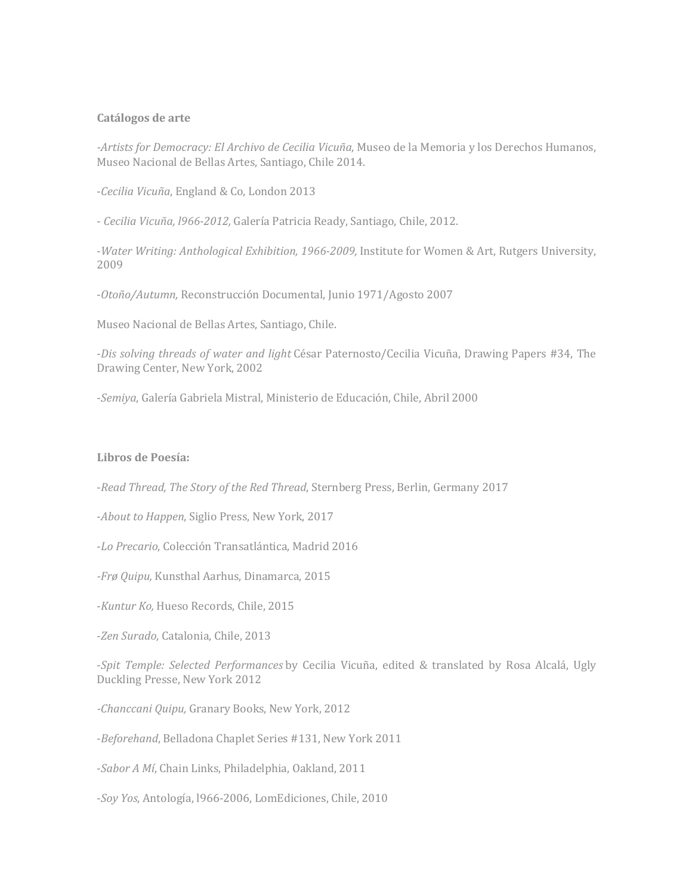**Catálogos de arte**

-*Artists for Democracy: El Archivo de Cecilia Vicuña*, Museo de la Memoria y los Derechos Humanos, Museo Nacional de Bellas Artes, Santiago, Chile 2014.

-*Cecilia Vicuña*, England & Co, London 2013

- *Cecilia Vicuña, l966-2012,* Galería Patricia Ready, Santiago, Chile, 2012.

-*Water Writing: Anthological Exhibition, 1966-2009,* Institute for Women & Art, Rutgers University, 2009

-*Otoño/Autumn,* Reconstrucción Documental, Junio 1971/Agosto 2007

Museo Nacional de Bellas Artes, Santiago, Chile.

-*Dis solving threads of water and light* César Paternosto/Cecilia Vicuña, Drawing Papers #34, The Drawing Center, New York, 2002

-*Semiya*, Galería Gabriela Mistral, Ministerio de Educación, Chile, Abril 2000

**Libros de Poesía:**

-*Read Thread, The Story of the Red Thread*, Sternberg Press, Berlin, Germany 2017

-*About to Happen*, Siglio Press, New York, 2017

-*Lo Precario*, Colección Transatlántica, Madrid 2016

-*Frø Quipu,* Kunsthal Aarhus, Dinamarca, 2015

-*Kuntur Ko,* Hueso Records, Chile, 2015

-*Zen Surado*, Catalonia, Chile, 2013

-*Spit Temple: Selected Performances* by Cecilia Vicuña, edited & translated by Rosa Alcalá, Ugly Duckling Presse, New York 2012

-*Chanccani Quipu,* Granary Books, New York, 2012

-*Beforehand*, Belladona Chaplet Series #131, New York 2011

-*Sabor A Mí*, Chain Links, Philadelphia, Oakland, 2011

-*Soy Yos*, Antología, l966-2006, LomEdiciones, Chile, 2010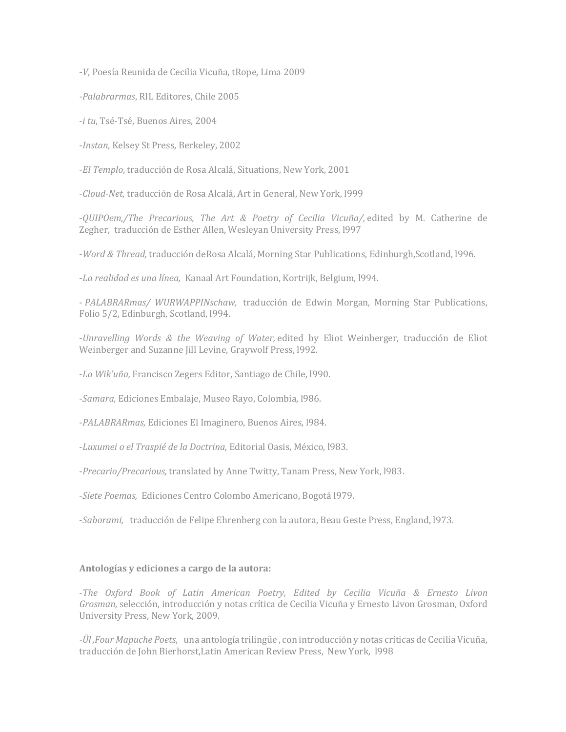-*V*, Poesía Reunida de Cecilia Vicuña, tRope, Lima 2009

-*Palabrarmas*, RIL Editores, Chile 2005

-*i tu*, Tsé-Tsé, Buenos Aires, 2004

-*Instan*, Kelsey St Press, Berkeley, 2002

-*El Templo*, traducción de Rosa Alcalá, Situations, New York, 2001

-*Cloud-Net*, traducción de Rosa Alcalá, Art in General, New York, l999

-*QUIPOem,/The Precarious, The Art & Poetry of Cecilia Vicuña/,* edited by M. Catherine de Zegher, traducción de Esther Allen, Wesleyan University Press, l997

-*Word & Thread,* traducción deRosa Alcalá, Morning Star Publications, Edinburgh,Scotland, l996.

-*La realidad es una línea,* Kanaal Art Foundation, Kortrijk, Belgium, l994.

- *PALABRARmas/ WURWAPPINschaw,* traducción de Edwin Morgan, Morning Star Publications, Folio 5/2, Edinburgh, Scotland, l994.

-*Unravelling Words & the Weaving of Water,* edited by Eliot Weinberger, traducción de Eliot Weinberger and Suzanne Jill Levine, Graywolf Press, l992.

-*La Wik'uña,* Francisco Zegers Editor, Santiago de Chile, l990.

-*Samara,* Ediciones Embalaje, Museo Rayo, Colombia, l986.

-*PALABRARmas,* Ediciones El Imaginero, Buenos Aires, l984.

-*Luxumei o el Traspié de la Doctrina,* Editorial Oasis, México, l983.

-*Precario/Precarious,* translated by Anne Twitty, Tanam Press, New York, l983.

-*Siete Poemas,* Ediciones Centro Colombo Americano, Bogotá l979.

-*Saborami,* traducción de Felipe Ehrenberg con la autora, Beau Geste Press, England, l973.

**Antologías y ediciones a cargo de la autora:**

-*The Oxford Book of Latin American Poetry, Edited by Cecilia Vicuña & Ernesto Livon Grosman,* selección, introducción y notas crítica de Cecilia Vicuña y Ernesto Livon Grosman, Oxford University Press, New York, 2009.

-*ÜI ,Four Mapuche Poets*, una antología trilingüe , con introducción y notas críticas de Cecilia Vicuña, traducción de John Bierhorst,Latin American Review Press, New York, l998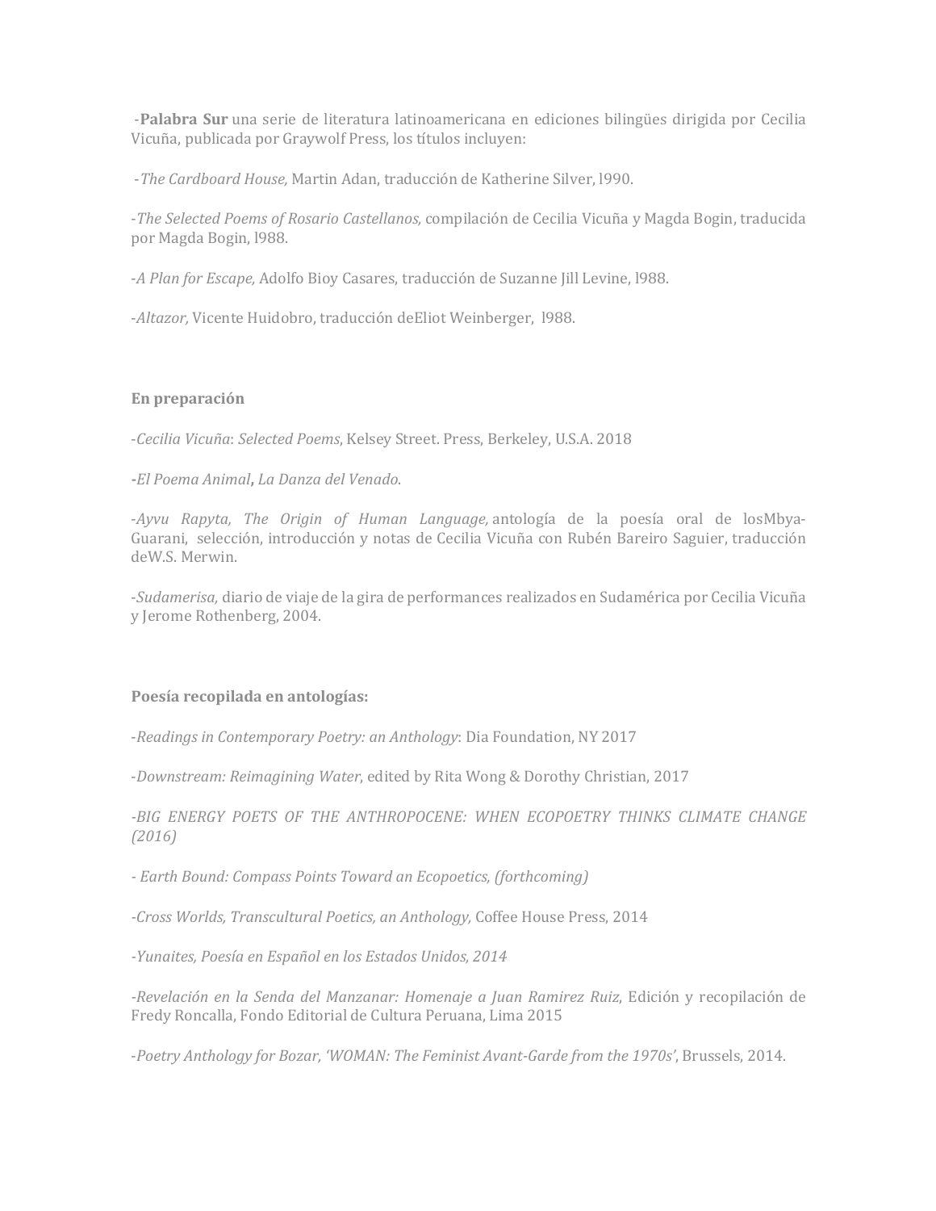-**Palabra Sur** una serie de literatura latinoamericana en ediciones bilingües dirigida por Cecilia Vicuña, publicada por Graywolf Press, los títulos incluyen:

-*The Cardboard House,* Martin Adan, traducción de Katherine Silver, l990.

-*The Selected Poems of Rosario Castellanos,* compilación de Cecilia Vicuña y Magda Bogin, traducida por Magda Bogin, l988.

-*A Plan for Escape,* Adolfo Bioy Casares, traducción de Suzanne Jill Levine, l988.

-*Altazor,* Vicente Huidobro, traducción deEliot Weinberger, l988.

**En preparación**

-*Cecilia Vicuña*: *Selected Poems*, Kelsey Street. Press, Berkeley, U.S.A. 2018

**-***El Poema Animal***,** *La Danza del Venado*.

-*Ayvu Rapyta, The Origin of Human Language,* antología de la poesía oral de losMbya-Guarani, selección, introducción y notas de Cecilia Vicuña con Rubén Bareiro Saguier, traducción deW.S. Merwin.

-*Sudamerisa,* diario de viaje de la gira de performances realizados en Sudamérica por Cecilia Vicuña y Jerome Rothenberg, 2004.

**Poesía recopilada en antologías:**

-*Readings in Contemporary Poetry: an Anthology*: Dia Foundation, NY 2017

-*Downstream: Reimagining Water*, edited by Rita Wong & Dorothy Christian, 2017

-*BIG ENERGY POETS OF THE ANTHROPOCENE: WHEN ECOPOETRY THINKS CLIMATE CHANGE (2016)*

*- Earth Bound: Compass Points Toward an Ecopoetics, (forthcoming)*

-*Cross Worlds, Transcultural Poetics, an Anthology,* Coffee House Press, 2014

-*Yunaites, Poesía en Español en los Estados Unidos, 2014*

-*Revelación en la Senda del Manzanar: Homenaje a Juan Ramirez Ruiz*, Edición y recopilación de Fredy Roncalla, Fondo Editorial de Cultura Peruana, Lima 2015

-*Poetry Anthology for Bozar, 'WOMAN: The Feminist Avant-Garde from the 1970s'*, Brussels, 2014.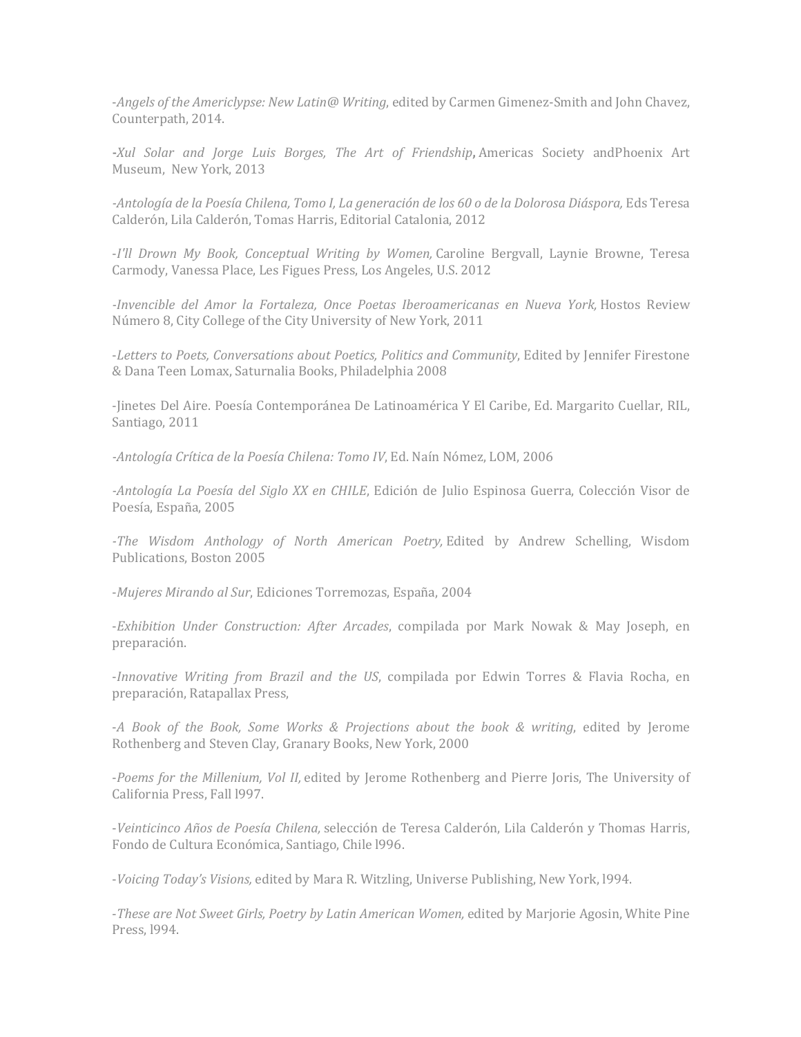-*Angels of the Americlypse: New Latin@ Writing*, edited by Carmen Gimenez-Smith and John Chavez, Counterpath, 2014.

-*Xul Solar and Jorge Luis Borges, The Art of Friendship*, Americas Society andPhoenix Art Museum, New York, 2013

-*Antología de la Poesía Chilena, Tomo I, La generación de los 60 o de la Dolorosa Diáspora,* Eds Teresa Calderón, Lila Calderón, Tomas Harris, Editorial Catalonia, 2012

-*I'll Drown My Book, Conceptual Writing by Women,* Caroline Bergvall, Laynie Browne, Teresa Carmody, Vanessa Place, Les Figues Press, Los Angeles, U.S. 2012

-*Invencible del Amor la Fortaleza, Once Poetas Iberoamericanas en Nueva York,* Hostos Review Número 8, City College of the City University of New York, 2011

-*Letters to Poets, Conversations about Poetics, Politics and Community*, Edited by Jennifer Firestone & Dana Teen Lomax, Saturnalia Books, Philadelphia 2008

-Jinetes Del Aire. Poesía Contemporánea De Latinoamérica Y El Caribe, Ed. Margarito Cuellar, RIL, Santiago, 2011

-*Antología Crítica de la Poesía Chilena: Tomo IV*, Ed. Naín Nómez, LOM, 2006

-*Antología La Poesía del Siglo XX en CHILE*, Edición de Julio Espinosa Guerra, Colección Visor de Poesía, España, 2005

-*The Wisdom Anthology of North American Poetry,* Edited by Andrew Schelling, Wisdom Publications, Boston 2005

-*Mujeres Mirando al Sur*, Ediciones Torremozas, España, 2004

-*Exhibition Under Construction: After Arcades*, compilada por Mark Nowak & May Joseph, en preparación.

-*Innovative Writing from Brazil and the US*, compilada por Edwin Torres & Flavia Rocha, en preparación, Ratapallax Press,

-*A Book of the Book, Some Works & Projections about the book & writing*, edited by Jerome Rothenberg and Steven Clay, Granary Books, New York, 2000

-*Poems for the Millenium, Vol II,* edited by Jerome Rothenberg and Pierre Joris, The University of California Press, Fall l997.

-*Veinticinco Años de Poesía Chilena,* selección de Teresa Calderón, Lila Calderón y Thomas Harris, Fondo de Cultura Económica, Santiago, Chile l996.

-*Voicing Today's Visions,* edited by Mara R. Witzling, Universe Publishing, New York, l994.

-*These are Not Sweet Girls, Poetry by Latin American Women,* edited by Marjorie Agosin, White Pine Press, l994.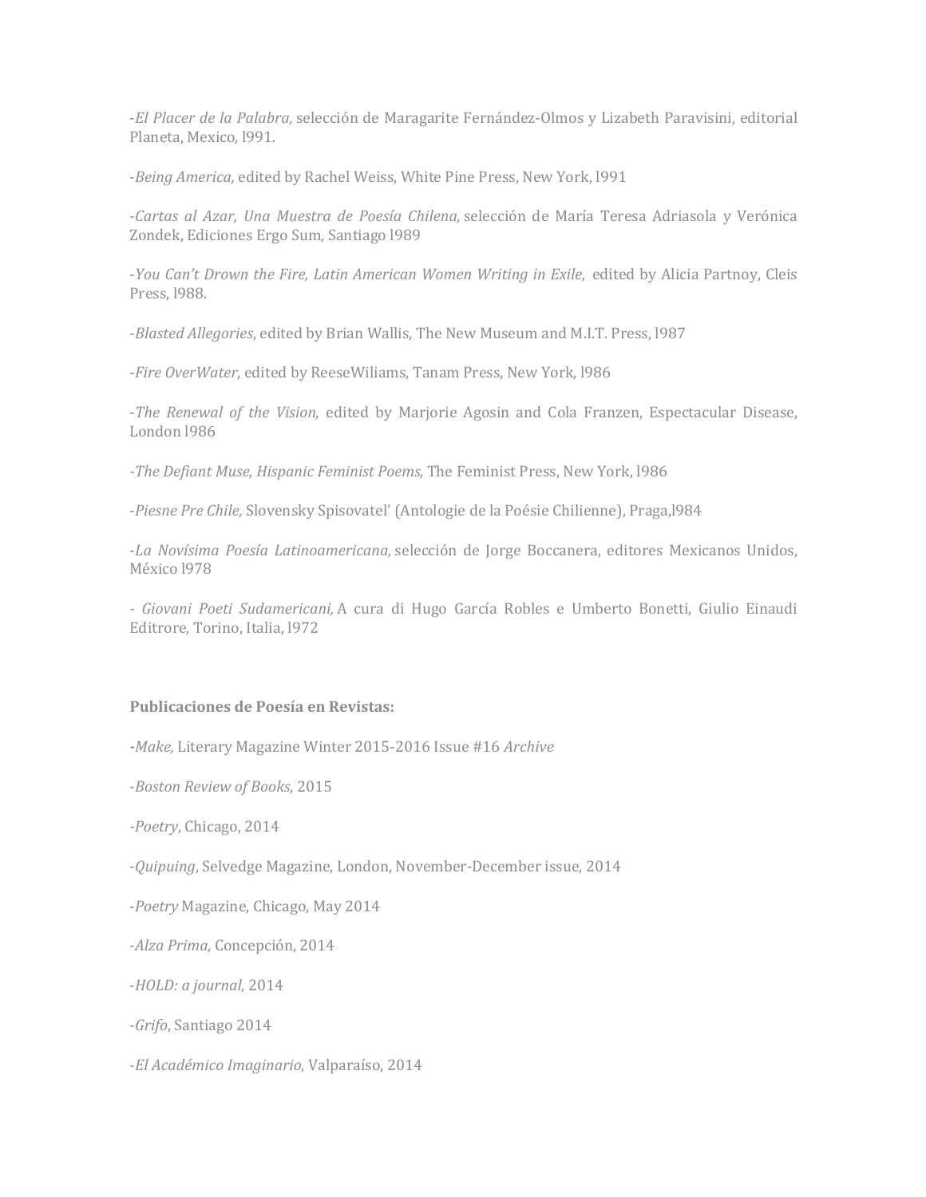-*El Placer de la Palabra,* selección de Maragarite Fernández-Olmos y Lizabeth Paravisini, editorial Planeta, Mexico, l991.

-*Being America,* edited by Rachel Weiss, White Pine Press, New York, l991

-*Cartas al Azar, Una Muestra de Poesía Chilena,* selección de María Teresa Adriasola y Verónica Zondek, Ediciones Ergo Sum, Santiago l989

-*You Can't Drown the Fire, Latin American Women Writing in Exile,* edited by Alicia Partnoy, Cleis Press, l988.

-*Blasted Allegories*, edited by Brian Wallis, The New Museum and M.I.T. Press, l987

-*Fire OverWater*, edited by ReeseWiliams, Tanam Press, New York, l986

-*The Renewal of the Vision,* edited by Marjorie Agosin and Cola Franzen, Espectacular Disease, London l986

-*The Defiant Muse, Hispanic Feminist Poems,* The Feminist Press, New York, l986

-*Piesne Pre Chile,* Slovensky Spisovatel' (Antologie de la Poésie Chilienne), Praga,l984

-*La Novísima Poesía Latinoamericana,* selección de Jorge Boccanera, editores Mexicanos Unidos, México l978

- *Giovani Poeti Sudamericani,* A cura di Hugo García Robles e Umberto Bonetti, Giulio Einaudi Editrore, Torino, Italia, l972

**Publicaciones de Poesía en Revistas:**

**-***Make,* Literary Magazine Winter 2015-2016 Issue #16 *Archive*

-*Boston Review of Books*, 2015

-*Poetry*, Chicago, 2014

-*Quipuing*, Selvedge Magazine, London, November-December issue, 2014

-*Poetry* Magazine, Chicago, May 2014

-*Alza Prima,* Concepción, 2014

-*HOLD: a journal*, 2014

-*Grifo*, Santiago 2014

-*El Académico Imaginario*, Valparaíso, 2014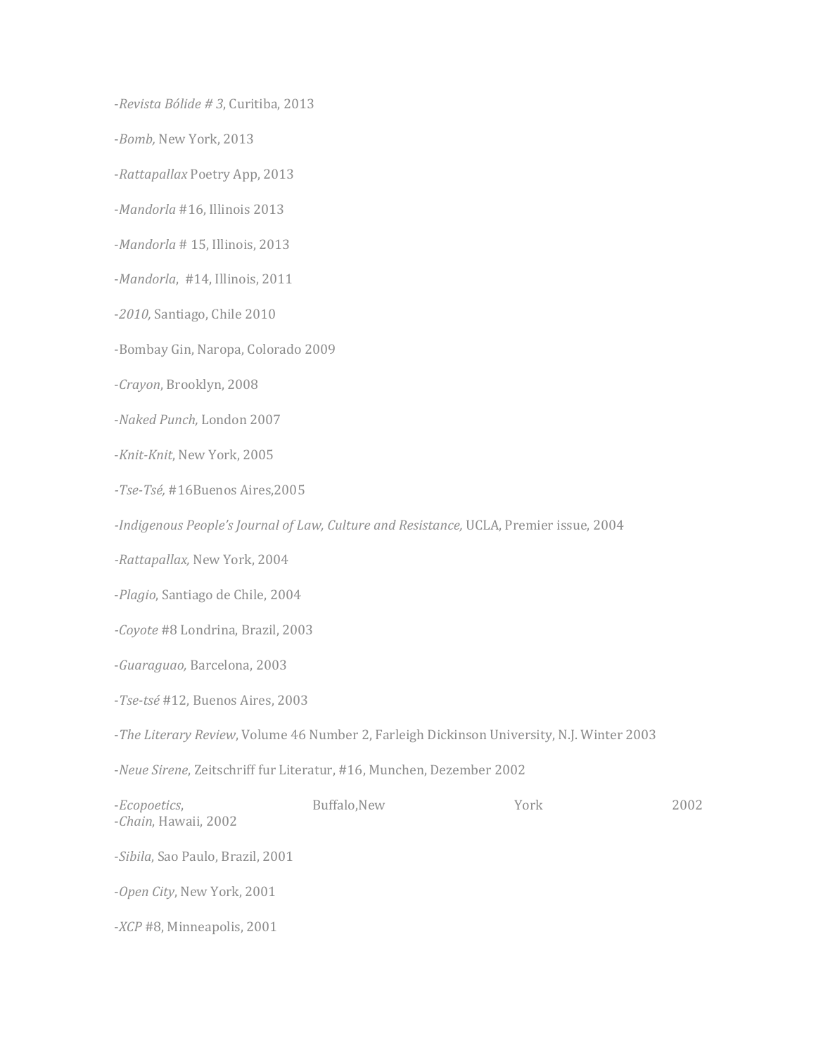-*Revista Bólide # 3*, Curitiba, 2013

-*Bomb,* New York, 2013

-*Rattapallax* Poetry App, 2013

-*Mandorla* #16, Illinois 2013

-*Mandorla* # 15, Illinois, 2013

-*Mandorla*, #14, Illinois, 2011

-*2010,* Santiago, Chile 2010

-Bombay Gin, Naropa, Colorado 2009

-*Crayon*, Brooklyn, 2008

-*Naked Punch,* London 2007

-*Knit-Knit*, New York, 2005

-*Tse-Tsé,* #16Buenos Aires,2005

-*Indigenous People's Journal of Law, Culture and Resistance,* UCLA, Premier issue, 2004

-*Rattapallax,* New York, 2004

-*Plagio*, Santiago de Chile, 2004

-*Coyote* #8 Londrina, Brazil, 2003

-*Guaraguao,* Barcelona, 2003

-*Tse-tsé* #12, Buenos Aires, 2003

-*The Literary Review*, Volume 46 Number 2, Farleigh Dickinson University, N.J. Winter 2003

-*Neue Sirene*, Zeitschriff fur Literatur, #16, Munchen, Dezember 2002

-*Ecopoetics*, Buffalo,New York 2002

-*Chain*, Hawaii, 2002

-*Sibila*, Sao Paulo, Brazil, 2001

-*Open City*, New York, 2001

-*XCP* #8, Minneapolis, 2001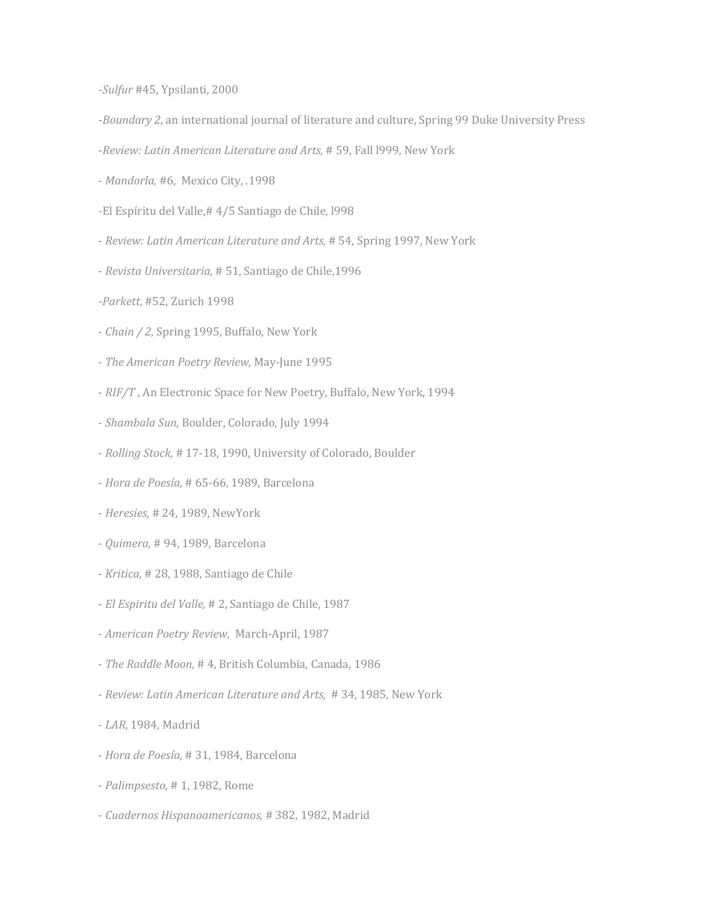-*Sulfur* #45, Ypsilanti, 2000

-*Boundary 2*, an international journal of literature and culture, Spring 99 Duke University Press

-*Review: Latin American Literature and Arts,* # 59, Fall l999, New York

- *Mandorla,* #6, Mexico City, .1998

-El Espíritu del Valle,# 4/5 Santiago de Chile, l998

- *Review: Latin American Literature and Arts,* # 54, Spring 1997, New York

- *Revista Universitaria,* # 51, Santiago de Chile,1996

-*Parkett*, #52, Zurich 1998

- *Chain / 2*, Spring 1995, Buffalo, New York

- *The American Poetry Review,* May-June 1995

- *RIF/T* , An Electronic Space for New Poetry, Buffalo, New York, 1994

- *Shambala Sun,* Boulder, Colorado, July 1994

- *Rolling Stock,* # 17-18, 1990, University of Colorado, Boulder

- *Hora de Poesía,* # 65-66, 1989, Barcelona

- *Heresies,* # 24, 1989, NewYork

- *Quimera,* # 94, 1989, Barcelona

- *Kritica,* # 28, 1988, Santiago de Chile

- *El Espiritu del Valle,* # 2, Santiago de Chile, 1987

- *American Poetry Review,* March-April, 1987

- *The Raddle Moon,* # 4, British Columbia, Canada, 1986

- *Review: Latin American Literature and Arts,* # 34, 1985, New York

- *LAR*, 1984, Madrid

- *Hora de Poesía,* # 31, 1984, Barcelona

- *Palimpsesto,* # 1, 1982, Rome

- *Cuadernos Hispanoamericanos,* # 382, 1982, Madrid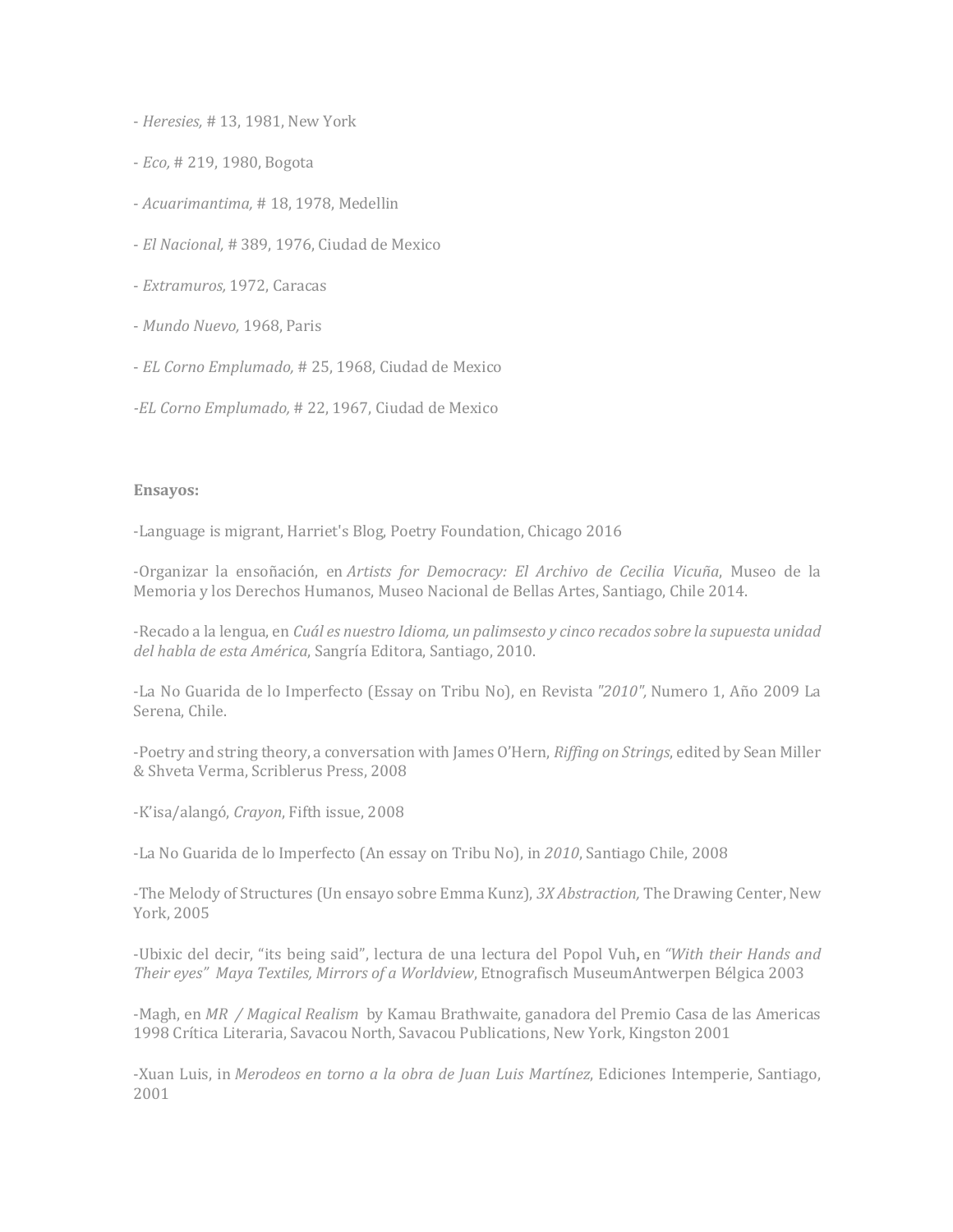- *Heresies,* # 13, 1981, New York

- *Eco,* # 219, 1980, Bogota

- *Acuarimantima,* # 18, 1978, Medellin

- *El Nacional,* # 389, 1976, Ciudad de Mexico

- *Extramuros,* 1972, Caracas

- *Mundo Nuevo,* 1968, Paris

- *EL Corno Emplumado,* # 25, 1968, Ciudad de Mexico

-*EL Corno Emplumado,* # 22, 1967, Ciudad de Mexico

**Ensayos:**

-Language is migrant, Harriet's Blog, Poetry Foundation, Chicago 2016

-Organizar la ensoñación, en *Artists for Democracy: El Archivo de Cecilia Vicuña*, Museo de la Memoria y los Derechos Humanos, Museo Nacional de Bellas Artes, Santiago, Chile 2014.

-Recado a la lengua, en *Cuál es nuestro Idioma, un palimsesto y cinco recados sobre la supuesta unidad del habla de esta América*, Sangría Editora, Santiago, 2010.

-La No Guarida de lo Imperfecto (Essay on Tribu No), en Revista *"2010"*, Numero 1, Año 2009 La Serena, Chile.

-Poetry and string theory, a conversation with James O'Hern, *Riffing on Strings*, edited by Sean Miller & Shveta Verma, Scriblerus Press, 2008

-K'isa/alangó, *Crayon*, Fifth issue, 2008

-La No Guarida de lo Imperfecto (An essay on Tribu No), in *2010*, Santiago Chile, 2008

-The Melody of Structures (Un ensayo sobre Emma Kunz), *3X Abstraction,* The Drawing Center, New York, 2005

-Ubixic del decir, "its being said", lectura de una lectura del Popol Vuh**,** en *"With their Hands and Their eyes" Maya Textiles, Mirrors of a Worldview*, Etnografisch MuseumAntwerpen Bélgica 2003

-Magh, en *MR / Magical Realism* by Kamau Brathwaite, ganadora del Premio Casa de las Americas 1998 Crítica Literaria, Savacou North, Savacou Publications, New York, Kingston 2001

-Xuan Luis, in *Merodeos en torno a la obra de Juan Luis Martínez*, Ediciones Intemperie, Santiago, 2001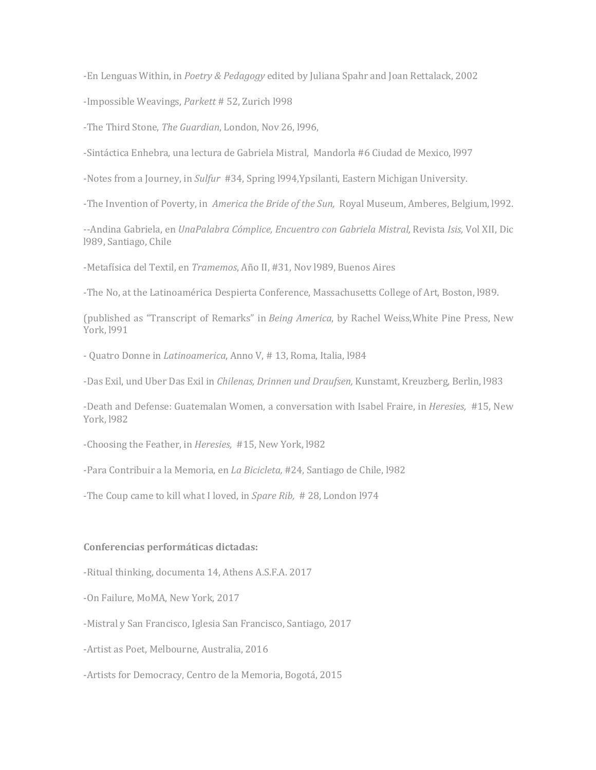-En Lenguas Within, in *Poetry & Pedagogy* edited by Juliana Spahr and Joan Rettalack, 2002

-Impossible Weavings, *Parkett* # 52, Zurich l998

-The Third Stone, *The Guardian*, London, Nov 26, l996,

-Sintáctica Enhebra, una lectura de Gabriela Mistral, Mandorla #6 Ciudad de Mexico, l997

-Notes from a Journey, in *Sulfur* #34, Spring l994,Ypsilanti, Eastern Michigan University.

-The Invention of Poverty, in *America the Bride of the Sun,* Royal Museum, Amberes, Belgium, l992.

--Andina Gabriela, en *UnaPalabra Cómplice, Encuentro con Gabriela Mistral,* Revista *Isis,* Vol XII, Dic l989, Santiago, Chile

-Metafísica del Textil, en *Tramemos*, Año II, #31, Nov l989, Buenos Aires

-The No, at the Latinoamérica Despierta Conference, Massachusetts College of Art, Boston, l989.

(published as "Transcript of Remarks" in *Being America*, by Rachel Weiss,White Pine Press, New York, l991

- Quatro Donne in *Latinoamerica*, Anno V, # 13, Roma, Italia, l984

-Das Exil, und Uber Das Exil in *Chilenas, Drinnen und Draufsen,* Kunstamt, Kreuzberg, Berlin, l983

-Death and Defense: Guatemalan Women, a conversation with Isabel Fraire, in *Heresies,* #15, New York, l982

-Choosing the Feather, in *Heresies,* #15, New York, l982

-Para Contribuir a la Memoria, en *La Bicicleta,* #24, Santiago de Chile, l982

-The Coup came to kill what I loved, in *Spare Rib,* # 28, London l974

**Conferencias performáticas dictadas:**

-Ritual thinking, documenta 14, Athens A.S.F.A. 2017

-On Failure, MoMA, New York, 2017

-Mistral y San Francisco, Iglesia San Francisco, Santiago, 2017

-Artist as Poet, Melbourne, Australia, 2016

-Artists for Democracy, Centro de la Memoria, Bogotá, 2015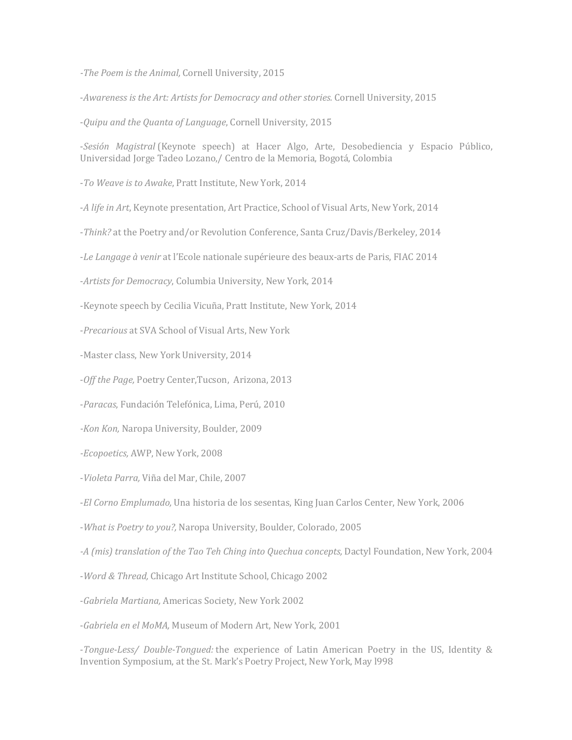-*The Poem is the Animal,* Cornell University, 2015

-*Awareness is the Art: Artists for Democracy and other stories.* Cornell University, 2015

-*Quipu and the Quanta of Language*, Cornell University, 2015

-*Sesión Magistral* (Keynote speech) at Hacer Algo, Arte, Desobediencia y Espacio Público, Universidad Jorge Tadeo Lozano,/ Centro de la Memoria, Bogotá, Colombia

-*To Weave is to Awake*, Pratt Institute, New York, 2014

-*A life in Art*, Keynote presentation, Art Practice, School of Visual Arts, New York, 2014

-*Think?* at the Poetry and/or Revolution Conference, Santa Cruz/Davis/Berkeley, 2014

-*Le Langage à venir* at l'Ecole nationale supérieure des beaux-arts de Paris, FIAC 2014

-*Artists for Democracy*, Columbia University, New York, 2014

-Keynote speech by Cecilia Vicuña, Pratt Institute, New York, 2014

-*Precarious* at SVA School of Visual Arts, New York

-Master class, New York University, 2014

-*Off the Page,* Poetry Center,Tucson, Arizona, 2013

-*Paracas*, Fundación Telefónica, Lima, Perú, 2010

-*Kon Kon,* Naropa University, Boulder, 2009

-*Ecopoetics,* AWP, New York, 2008

-*Violeta Parra,* Viña del Mar, Chile, 2007

-*El Corno Emplumado,* Una historia de los sesentas, King Juan Carlos Center, New York, 2006

-*What is Poetry to you?,* Naropa University, Boulder, Colorado, 2005

-*A (mis) translation of the Tao Teh Ching into Quechua concepts,* Dactyl Foundation, New York, 2004

-*Word & Thread,* Chicago Art Institute School, Chicago 2002

-*Gabriela Martiana,* Americas Society, New York 2002

-*Gabriela en el MoMA,* Museum of Modern Art, New York, 2001

-*Tongue-Less/ Double-Tongued:* the experience of Latin American Poetry in the US, Identity & Invention Symposium, at the St. Mark's Poetry Project, New York, May l998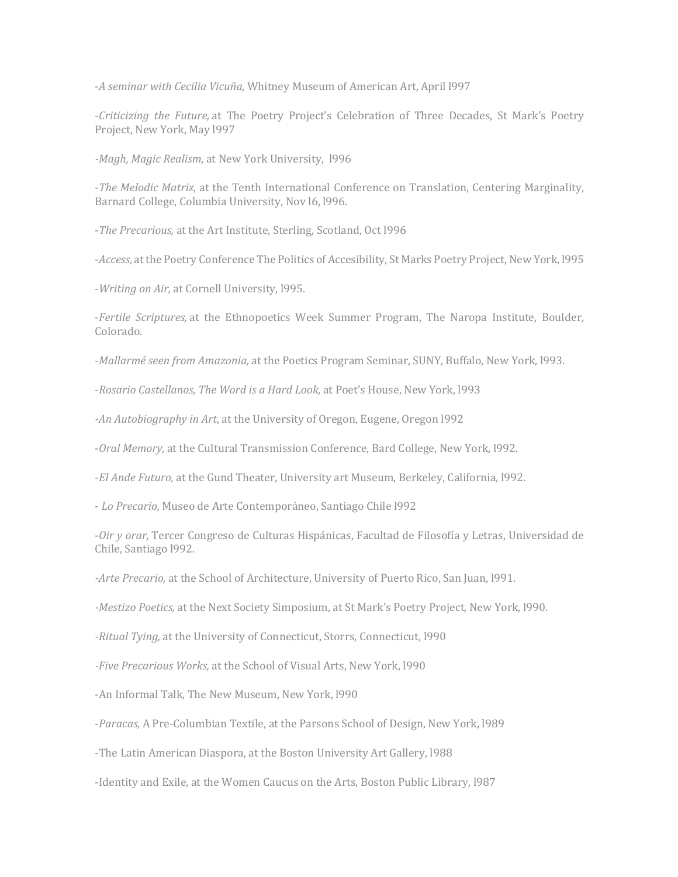-*A seminar with Cecilia Vicuña,* Whitney Museum of American Art, April l997

-*Criticizing the Future,* at The Poetry Project's Celebration of Three Decades, St Mark's Poetry Project, New York, May l997

-*Magh, Magic Realism*, at New York University, l996

-*The Melodic Matrix*, at the Tenth International Conference on Translation, Centering Marginality, Barnard College, Columbia University, Nov l6, l996.

-*The Precarious,* at the Art Institute, Sterling, Scotland, Oct l996

-*Access*, at the Poetry Conference The Politics of Accesibility, St Marks Poetry Project, New York, l995

-*Writing on Air,* at Cornell University, l995.

-*Fertile Scriptures,* at the Ethnopoetics Week Summer Program, The Naropa Institute, Boulder, Colorado.

-*Mallarmé seen from Amazonia,* at the Poetics Program Seminar, SUNY, Buffalo, New York, l993.

-*Rosario Castellanos, The Word is a Hard Look,* at Poet's House, New York, l993

-*An Autobiography in Art*, at the University of Oregon, Eugene, Oregon l992

-*Oral Memory,* at the Cultural Transmission Conference, Bard College, New York, l992.

-*El Ande Futuro,* at the Gund Theater, University art Museum, Berkeley, California, l992.

- *Lo Precario,* Museo de Arte Contemporáneo, Santiago Chile l992

-*Oir y orar,* Tercer Congreso de Culturas Hispánicas, Facultad de Filosofía y Letras, Universidad de Chile, Santiago l992.

-*Arte Precario,* at the School of Architecture, University of Puerto Rico, San Juan, l991.

-*Mestizo Poetics,* at the Next Society Simposium, at St Mark's Poetry Project, New York, l990.

-*Ritual Tying,* at the University of Connecticut, Storrs, Connecticut, l990

-*Five Precarious Works,* at the School of Visual Arts, New York, l990

-An Informal Talk, The New Museum, New York, l990

-*Paracas,* A Pre-Columbian Textile, at the Parsons School of Design, New York, l989

-The Latin American Diaspora, at the Boston University Art Gallery, l988

-Identity and Exile, at the Women Caucus on the Arts, Boston Public Library, l987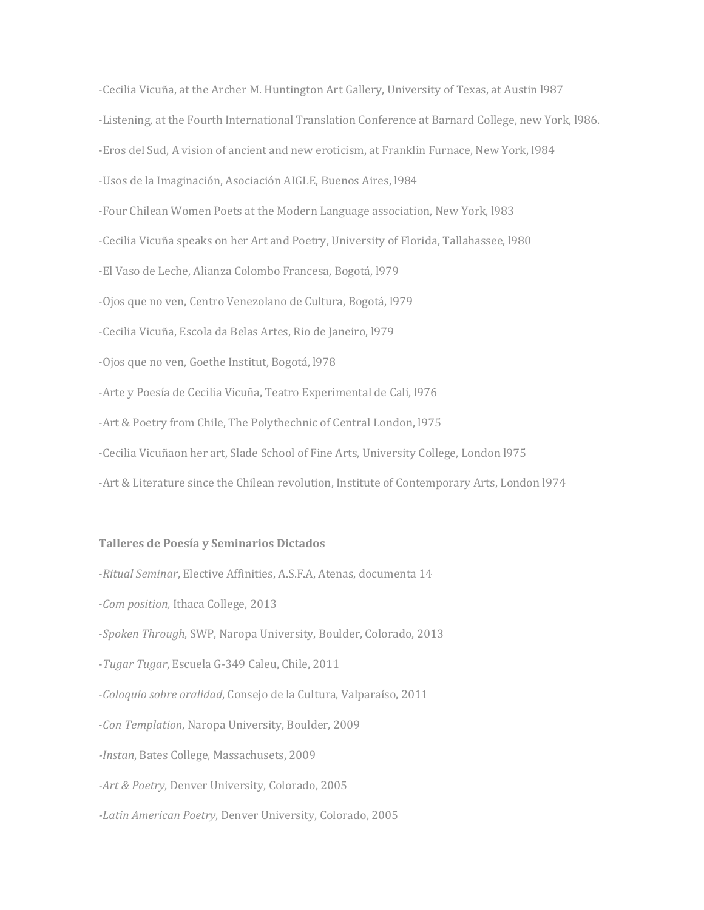-Cecilia Vicuña, at the Archer M. Huntington Art Gallery, University of Texas, at Austin l987

-Listening, at the Fourth International Translation Conference at Barnard College, new York, l986.

-Eros del Sud, A vision of ancient and new eroticism, at Franklin Furnace, New York, l984

-Usos de la Imaginación, Asociación AIGLE, Buenos Aires, l984

-Four Chilean Women Poets at the Modern Language association, New York, l983

-Cecilia Vicuña speaks on her Art and Poetry, University of Florida, Tallahassee, l980

-El Vaso de Leche, Alianza Colombo Francesa, Bogotá, l979

-Ojos que no ven, Centro Venezolano de Cultura, Bogotá, l979

-Cecilia Vicuña, Escola da Belas Artes, Rio de Janeiro, l979

-Ojos que no ven, Goethe Institut, Bogotá, l978

-Arte y Poesía de Cecilia Vicuña, Teatro Experimental de Cali, l976

-Art & Poetry from Chile, The Polythechnic of Central London, l975

-Cecilia Vicuñaon her art, Slade School of Fine Arts, University College, London l975

-Art & Literature since the Chilean revolution, Institute of Contemporary Arts, London l974

**Talleres de Poesía y Seminarios Dictados**

-*Ritual Seminar*, Elective Affinities, A.S.F.A, Atenas, documenta 14

-*Com position,* Ithaca College, 2013

-*Spoken Through*, SWP, Naropa University, Boulder, Colorado, 2013

-*Tugar Tugar*, Escuela G-349 Caleu, Chile, 2011

-*Coloquio sobre oralidad*, Consejo de la Cultura, Valparaíso, 2011

-*Con Templation*, Naropa University, Boulder, 2009

-*Instan*, Bates College, Massachusets, 2009

-*Art & Poetry*, Denver University, Colorado, 2005

-*Latin American Poetry*, Denver University, Colorado, 2005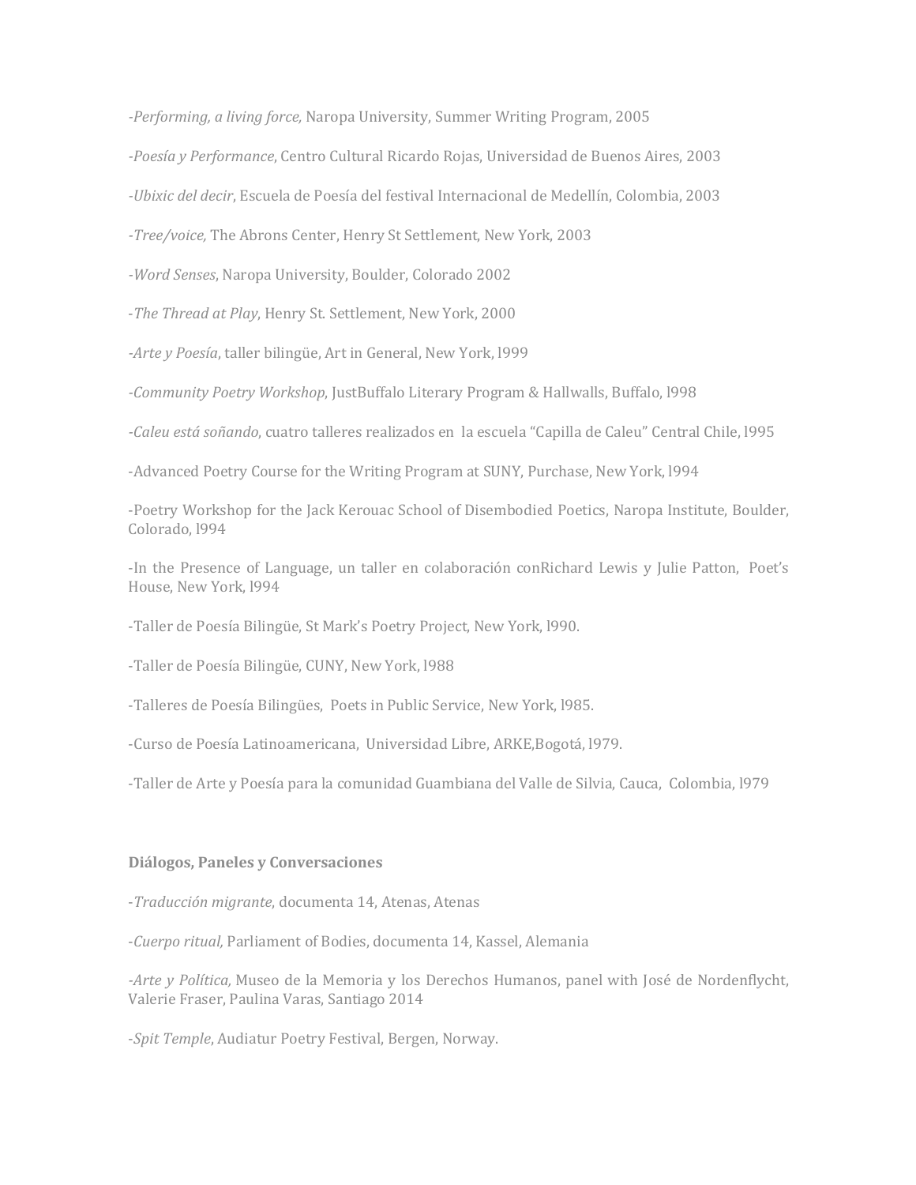-*Performing, a living force,* Naropa University, Summer Writing Program, 2005

-*Poesía y Performance*, Centro Cultural Ricardo Rojas, Universidad de Buenos Aires, 2003

-*Ubixic del decir*, Escuela de Poesía del festival Internacional de Medellín, Colombia, 2003

-*Tree/voice,* The Abrons Center, Henry St Settlement, New York, 2003

-*Word Senses*, Naropa University, Boulder, Colorado 2002

-*The Thread at Play*, Henry St. Settlement, New York, 2000

-*Arte y Poesía*, taller bilingüe, Art in General, New York, l999

-*Community Poetry Workshop*, JustBuffalo Literary Program & Hallwalls, Buffalo, l998

-*Caleu está soñando*, cuatro talleres realizados en la escuela "Capilla de Caleu" Central Chile, l995

-Advanced Poetry Course for the Writing Program at SUNY, Purchase, New York, l994

-Poetry Workshop for the Jack Kerouac School of Disembodied Poetics, Naropa Institute, Boulder, Colorado, l994

-In the Presence of Language, un taller en colaboración conRichard Lewis y Julie Patton, Poet's House, New York, l994

-Taller de Poesía Bilingüe, St Mark's Poetry Project, New York, l990.

-Taller de Poesía Bilingüe, CUNY, New York, l988

-Talleres de Poesía Bilingües, Poets in Public Service, New York, l985.

-Curso de Poesía Latinoamericana, Universidad Libre, ARKE,Bogotá, l979.

-Taller de Arte y Poesía para la comunidad Guambiana del Valle de Silvia, Cauca, Colombia, l979

**Diálogos, Paneles y Conversaciones**

-*Traducción migrante*, documenta 14, Atenas, Atenas

-*Cuerpo ritual,* Parliament of Bodies, documenta 14, Kassel, Alemania

-*Arte y Política,* Museo de la Memoria y los Derechos Humanos, panel with José de Nordenflycht, Valerie Fraser, Paulina Varas, Santiago 2014

-*Spit Temple*, Audiatur Poetry Festival, Bergen, Norway.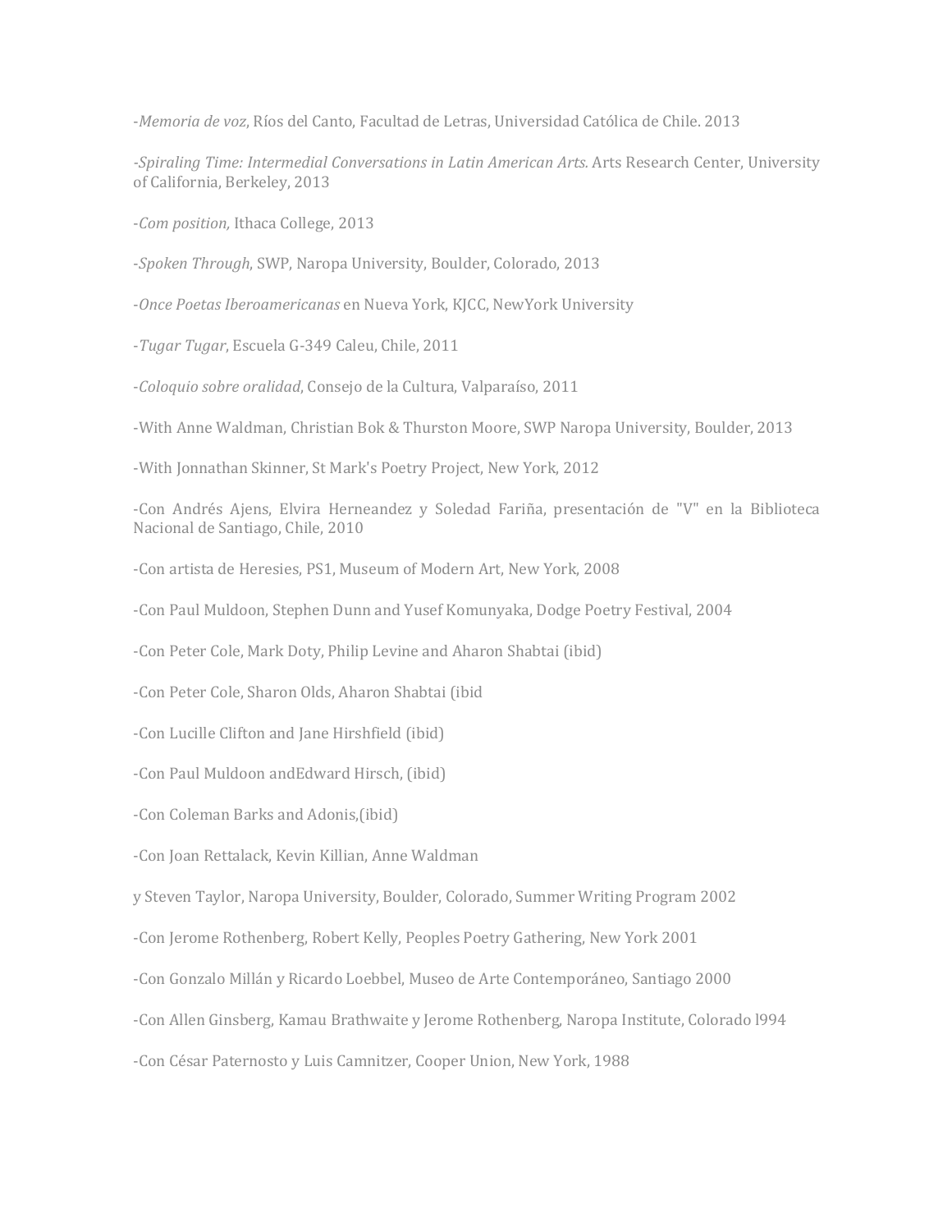-*Memoria de voz*, Ríos del Canto, Facultad de Letras, Universidad Católica de Chile. 2013

-*Spiraling Time: Intermedial Conversations in Latin American Arts.* Arts Research Center, University of California, Berkeley, 2013

-*Com position,* Ithaca College, 2013

-*Spoken Through*, SWP, Naropa University, Boulder, Colorado, 2013

-*Once Poetas Iberoamericanas* en Nueva York, KJCC, NewYork University

-*Tugar Tugar*, Escuela G-349 Caleu, Chile, 2011

-*Coloquio sobre oralidad*, Consejo de la Cultura, Valparaíso, 2011

-With Anne Waldman, Christian Bok & Thurston Moore, SWP Naropa University, Boulder, 2013

-With Jonnathan Skinner, St Mark's Poetry Project, New York, 2012

-Con Andrés Ajens, Elvira Herneandez y Soledad Fariña, presentación de "V" en la Biblioteca Nacional de Santiago, Chile, 2010

-Con artista de Heresies, PS1, Museum of Modern Art, New York, 2008

-Con Paul Muldoon, Stephen Dunn and Yusef Komunyaka, Dodge Poetry Festival, 2004

-Con Peter Cole, Mark Doty, Philip Levine and Aharon Shabtai (ibid)

-Con Peter Cole, Sharon Olds, Aharon Shabtai (ibid

-Con Lucille Clifton and Jane Hirshfield (ibid)

-Con Paul Muldoon andEdward Hirsch, (ibid)

-Con Coleman Barks and Adonis,(ibid)

-Con Joan Rettalack, Kevin Killian, Anne Waldman

y Steven Taylor, Naropa University, Boulder, Colorado, Summer Writing Program 2002

-Con Jerome Rothenberg, Robert Kelly, Peoples Poetry Gathering, New York 2001

-Con Gonzalo Millán y Ricardo Loebbel, Museo de Arte Contemporáneo, Santiago 2000

-Con Allen Ginsberg, Kamau Brathwaite y Jerome Rothenberg, Naropa Institute, Colorado l994

-Con César Paternosto y Luis Camnitzer, Cooper Union, New York, 1988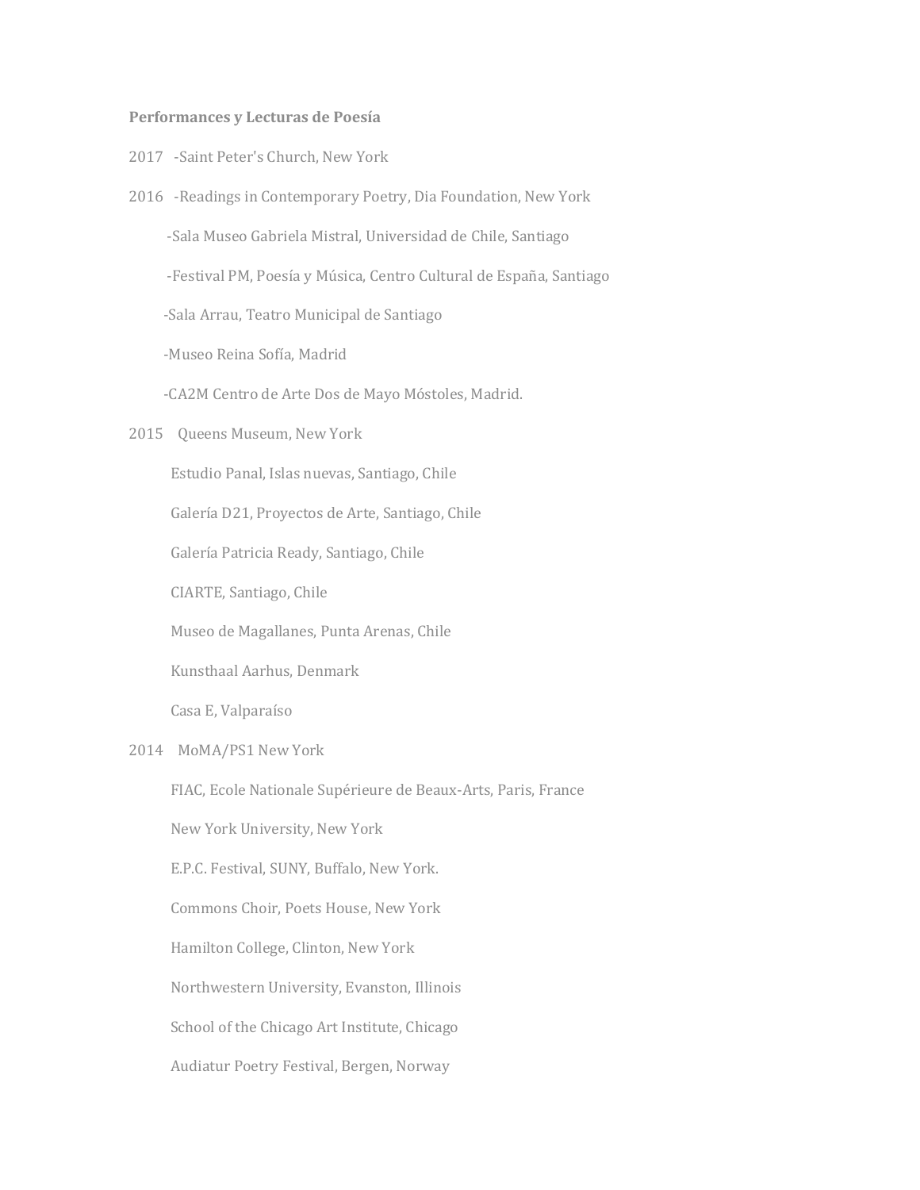**Performances y Lecturas de Poesía**

2017 -Saint Peter's Church, New York

2016 -Readings in Contemporary Poetry, Dia Foundation, New York

-Sala Museo Gabriela Mistral, Universidad de Chile, Santiago

-Festival PM, Poesía y Música, Centro Cultural de España, Santiago

-Sala Arrau, Teatro Municipal de Santiago

-Museo Reina Sofía, Madrid

-CA2M Centro de Arte Dos de Mayo Móstoles, Madrid.

2015 Queens Museum, New York

Estudio Panal, Islas nuevas, Santiago, Chile

Galería D21, Proyectos de Arte, Santiago, Chile

Galería Patricia Ready, Santiago, Chile

CIARTE, Santiago, Chile

Museo de Magallanes, Punta Arenas, Chile

Kunsthaal Aarhus, Denmark

Casa E, Valparaíso

2014 MoMA/PS1 New York

FIAC, Ecole Nationale Supérieure de Beaux-Arts, Paris, France

New York University, New York

E.P.C. Festival, SUNY, Buffalo, New York.

Commons Choir, Poets House, New York

Hamilton College, Clinton, New York

Northwestern University, Evanston, Illinois

School of the Chicago Art Institute, Chicago

Audiatur Poetry Festival, Bergen, Norway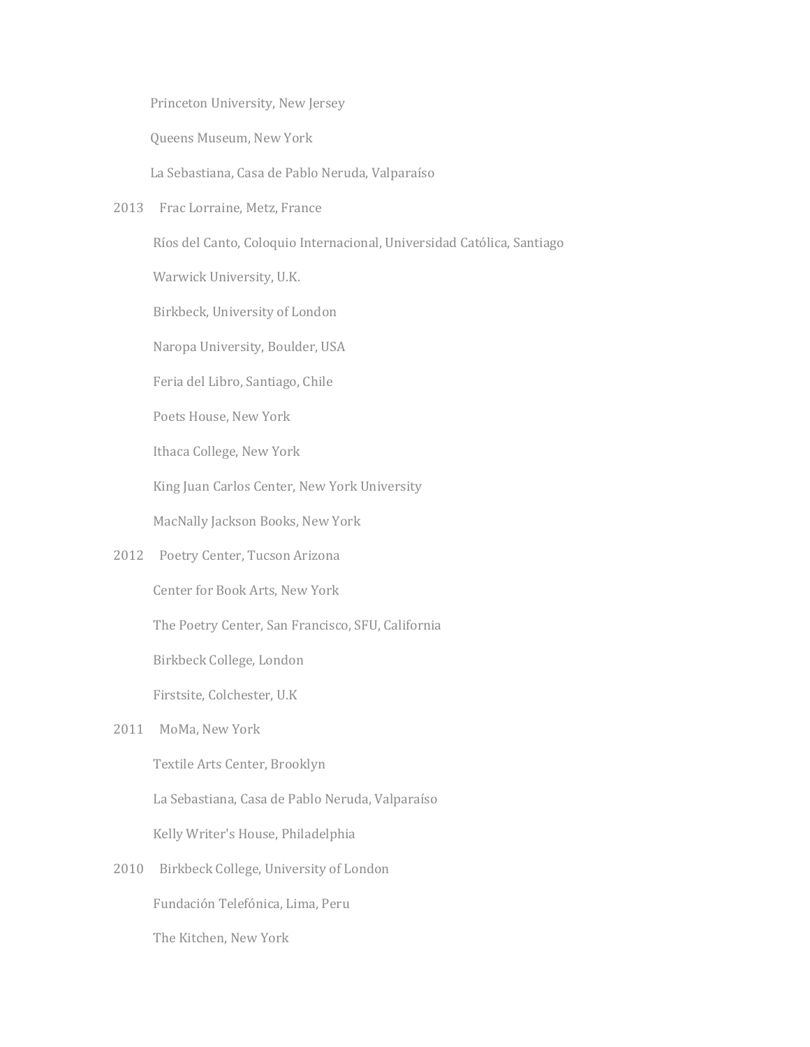Princeton University, New Jersey

Queens Museum, New York

La Sebastiana, Casa de Pablo Neruda, Valparaíso

2013 Frac Lorraine, Metz, France

Ríos del Canto, Coloquio Internacional, Universidad Católica, Santiago

Warwick University, U.K.

Birkbeck, University of London

Naropa University, Boulder, USA

Feria del Libro, Santiago, Chile

Poets House, New York

Ithaca College, New York

King Juan Carlos Center, New York University

MacNally Jackson Books, New York

2012 Poetry Center, Tucson Arizona

Center for Book Arts, New York

The Poetry Center, San Francisco, SFU, California

Birkbeck College, London

Firstsite, Colchester, U.K

2011 MoMa, New York

Textile Arts Center, Brooklyn

La Sebastiana, Casa de Pablo Neruda, Valparaíso

Kelly Writer's House, Philadelphia

2010 Birkbeck College, University of London

Fundación Telefónica, Lima, Peru

The Kitchen, New York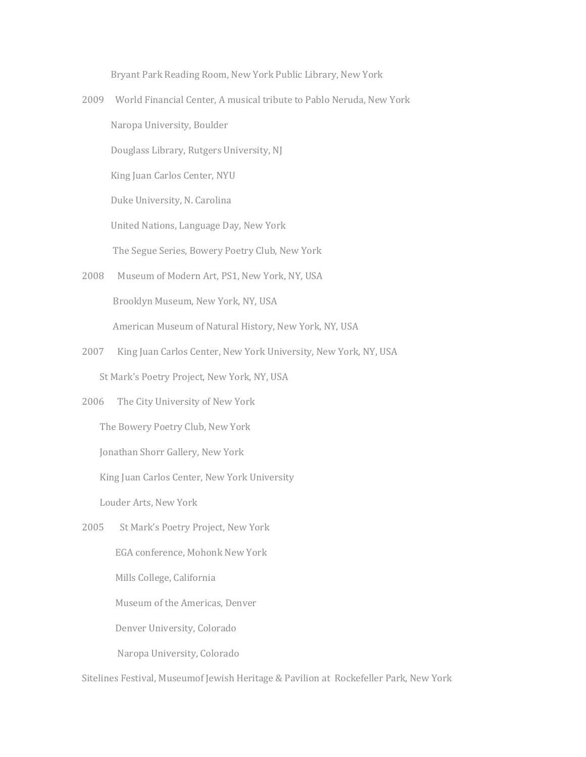Bryant Park Reading Room, New York Public Library, New York

2009 World Financial Center, A musical tribute to Pablo Neruda, New York

Naropa University, Boulder

Douglass Library, Rutgers University, NJ

King Juan Carlos Center, NYU

Duke University, N. Carolina

United Nations, Language Day, New York

The Segue Series, Bowery Poetry Club, New York

2008 Museum of Modern Art, PS1, New York, NY, USA

Brooklyn Museum, New York, NY, USA

American Museum of Natural History, New York, NY, USA

2007 King Juan Carlos Center, New York University, New York, NY, USA

St Mark's Poetry Project, New York, NY, USA

2006 The City University of New York

The Bowery Poetry Club, New York

Jonathan Shorr Gallery, New York

King Juan Carlos Center, New York University

Louder Arts, New York

2005 St Mark's Poetry Project, New York

EGA conference, Mohonk New York

Mills College, California

Museum of the Americas, Denver

Denver University, Colorado

Naropa University, Colorado

Sitelines Festival, Museumof Jewish Heritage & Pavilion at Rockefeller Park, New York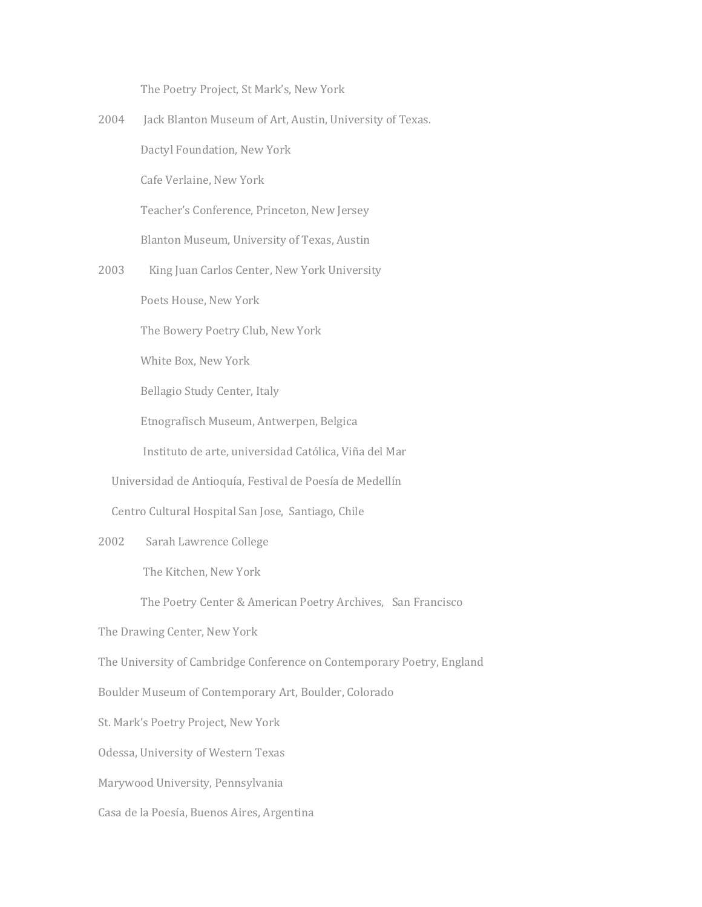The Poetry Project, St Mark's, New York

2004 Jack Blanton Museum of Art, Austin, University of Texas.

Dactyl Foundation, New York

Cafe Verlaine, New York

Teacher's Conference, Princeton, New Jersey

Blanton Museum, University of Texas, Austin

2003 King Juan Carlos Center, New York University

Poets House, New York

The Bowery Poetry Club, New York

White Box, New York

Bellagio Study Center, Italy

Etnografisch Museum, Antwerpen, Belgica

Instituto de arte, universidad Católica, Viña del Mar

Universidad de Antioquía, Festival de Poesía de Medellín

Centro Cultural Hospital San Jose, Santiago, Chile

2002 Sarah Lawrence College

The Kitchen, New York

The Poetry Center & American Poetry Archives, San Francisco

The Drawing Center, New York

The University of Cambridge Conference on Contemporary Poetry, England

Boulder Museum of Contemporary Art, Boulder, Colorado

St. Mark's Poetry Project, New York

Odessa, University of Western Texas

Marywood University, Pennsylvania

Casa de la Poesía, Buenos Aires, Argentina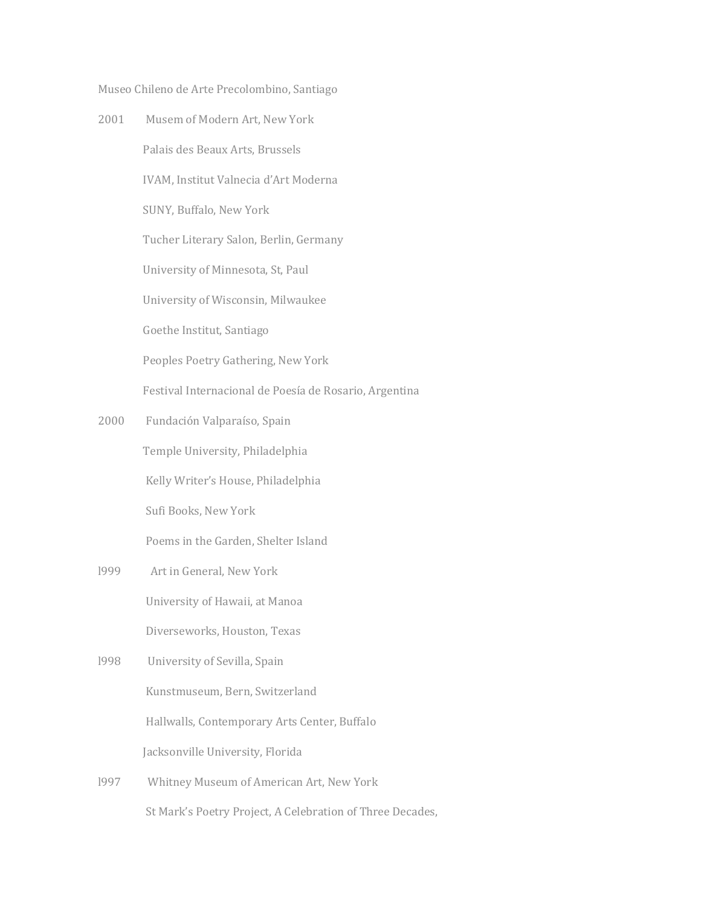Museo Chileno de Arte Precolombino, Santiago

2001 Musem of Modern Art, New York

Palais des Beaux Arts, Brussels

IVAM, Institut Valnecia d'Art Moderna

SUNY, Buffalo, New York

Tucher Literary Salon, Berlin, Germany

University of Minnesota, St, Paul

University of Wisconsin, Milwaukee

Goethe Institut, Santiago

Peoples Poetry Gathering, New York

Festival Internacional de Poesía de Rosario, Argentina

2000 Fundación Valparaíso, Spain

Temple University, Philadelphia

Kelly Writer's House, Philadelphia

Sufi Books, New York

Poems in the Garden, Shelter Island

l999 Art in General, New York

University of Hawaii, at Manoa

Diverseworks, Houston, Texas

l998 University of Sevilla, Spain

Kunstmuseum, Bern, Switzerland

Hallwalls, Contemporary Arts Center, Buffalo

Jacksonville University, Florida

l997 Whitney Museum of American Art, New York

St Mark's Poetry Project, A Celebration of Three Decades,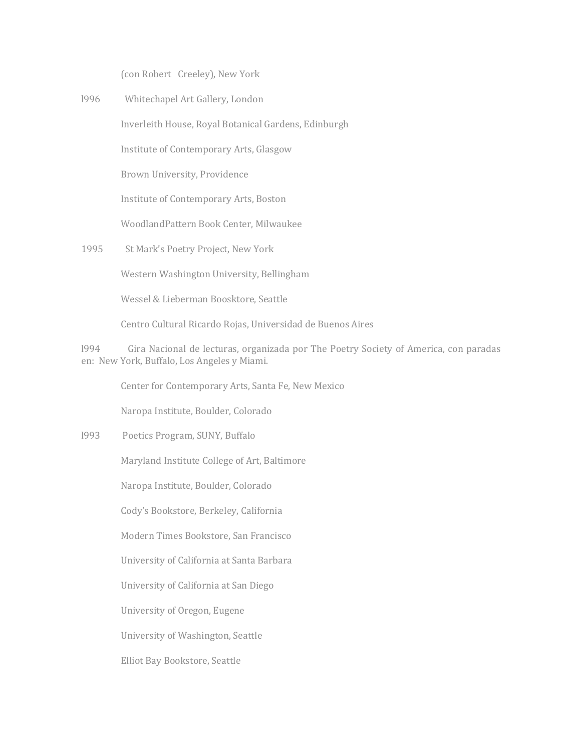(con Robert Creeley), New York

l996 Whitechapel Art Gallery, London

Inverleith House, Royal Botanical Gardens, Edinburgh

Institute of Contemporary Arts, Glasgow

Brown University, Providence

Institute of Contemporary Arts, Boston

WoodlandPattern Book Center, Milwaukee

1995 St Mark's Poetry Project, New York

Western Washington University, Bellingham

Wessel & Lieberman Boosktore, Seattle

Centro Cultural Ricardo Rojas, Universidad de Buenos Aires

l994 Gira Nacional de lecturas, organizada por The Poetry Society of America, con paradas en: New York, Buffalo, Los Angeles y Miami.

Center for Contemporary Arts, Santa Fe, New Mexico

Naropa Institute, Boulder, Colorado

l993 Poetics Program, SUNY, Buffalo

Maryland Institute College of Art, Baltimore

Naropa Institute, Boulder, Colorado

Cody's Bookstore, Berkeley, California

Modern Times Bookstore, San Francisco

University of California at Santa Barbara

University of California at San Diego

University of Oregon, Eugene

University of Washington, Seattle

Elliot Bay Bookstore, Seattle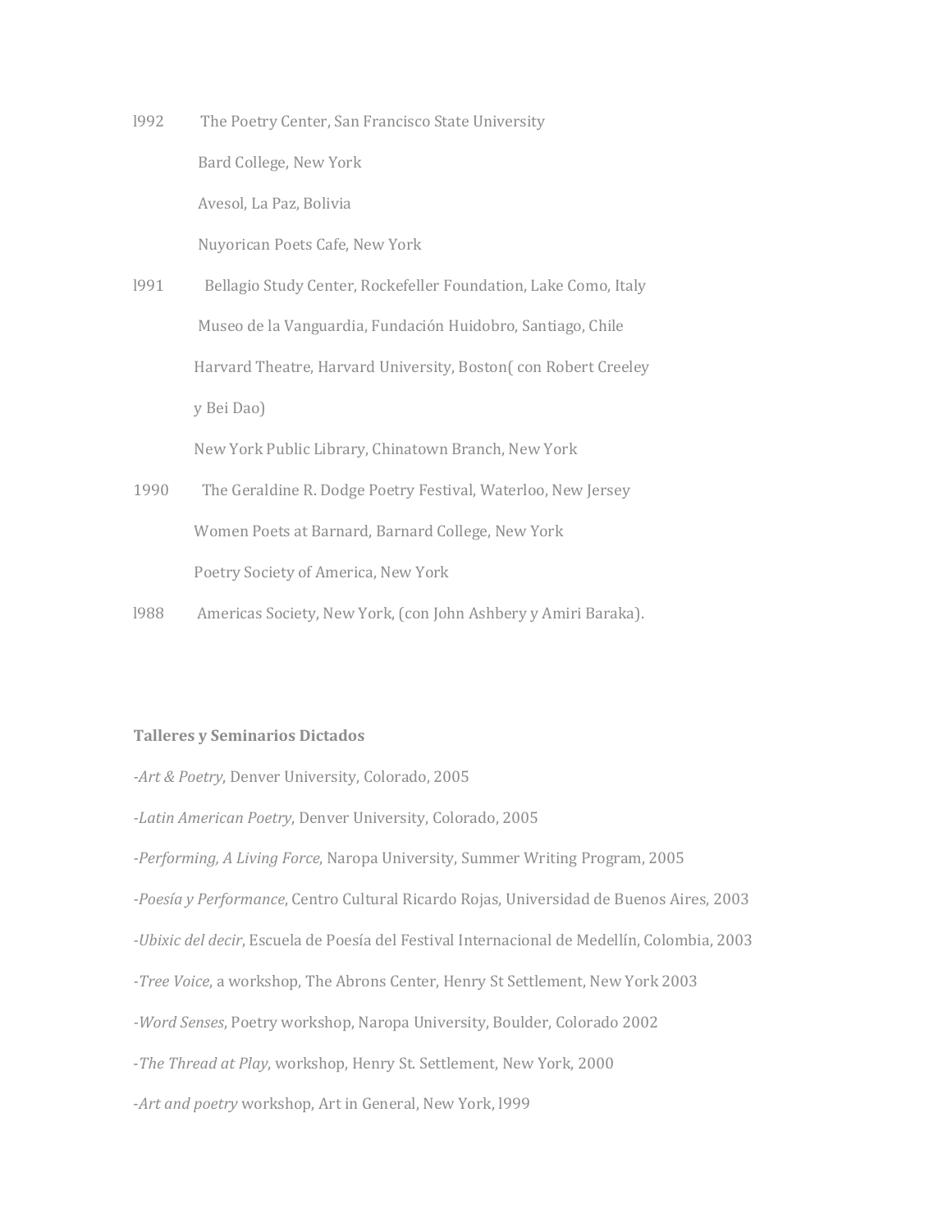l992 The Poetry Center, San Francisco State University

Bard College, New York

Avesol, La Paz, Bolivia

Nuyorican Poets Cafe, New York

l991 Bellagio Study Center, Rockefeller Foundation, Lake Como, Italy

Museo de la Vanguardia, Fundación Huidobro, Santiago, Chile

Harvard Theatre, Harvard University, Boston( con Robert Creeley y Bei Dao)

New York Public Library, Chinatown Branch, New York

1990 The Geraldine R. Dodge Poetry Festival, Waterloo, New Jersey

Women Poets at Barnard, Barnard College, New York

Poetry Society of America, New York

l988 Americas Society, New York, (con John Ashbery y Amiri Baraka).

**Talleres y Seminarios Dictados**

-*Art & Poetry*, Denver University, Colorado, 2005

-*Latin American Poetry*, Denver University, Colorado, 2005

-*Performing, A Living Force*, Naropa University, Summer Writing Program, 2005

-*Poesía y Performance*, Centro Cultural Ricardo Rojas, Universidad de Buenos Aires, 2003

-*Ubixic del decir*, Escuela de Poesía del Festival Internacional de Medellín, Colombia, 2003

-*Tree Voice*, a workshop, The Abrons Center, Henry St Settlement, New York 2003

-*Word Senses*, Poetry workshop, Naropa University, Boulder, Colorado 2002

-*The Thread at Play*, workshop, Henry St. Settlement, New York, 2000

-*Art and poetry* workshop, Art in General, New York, l999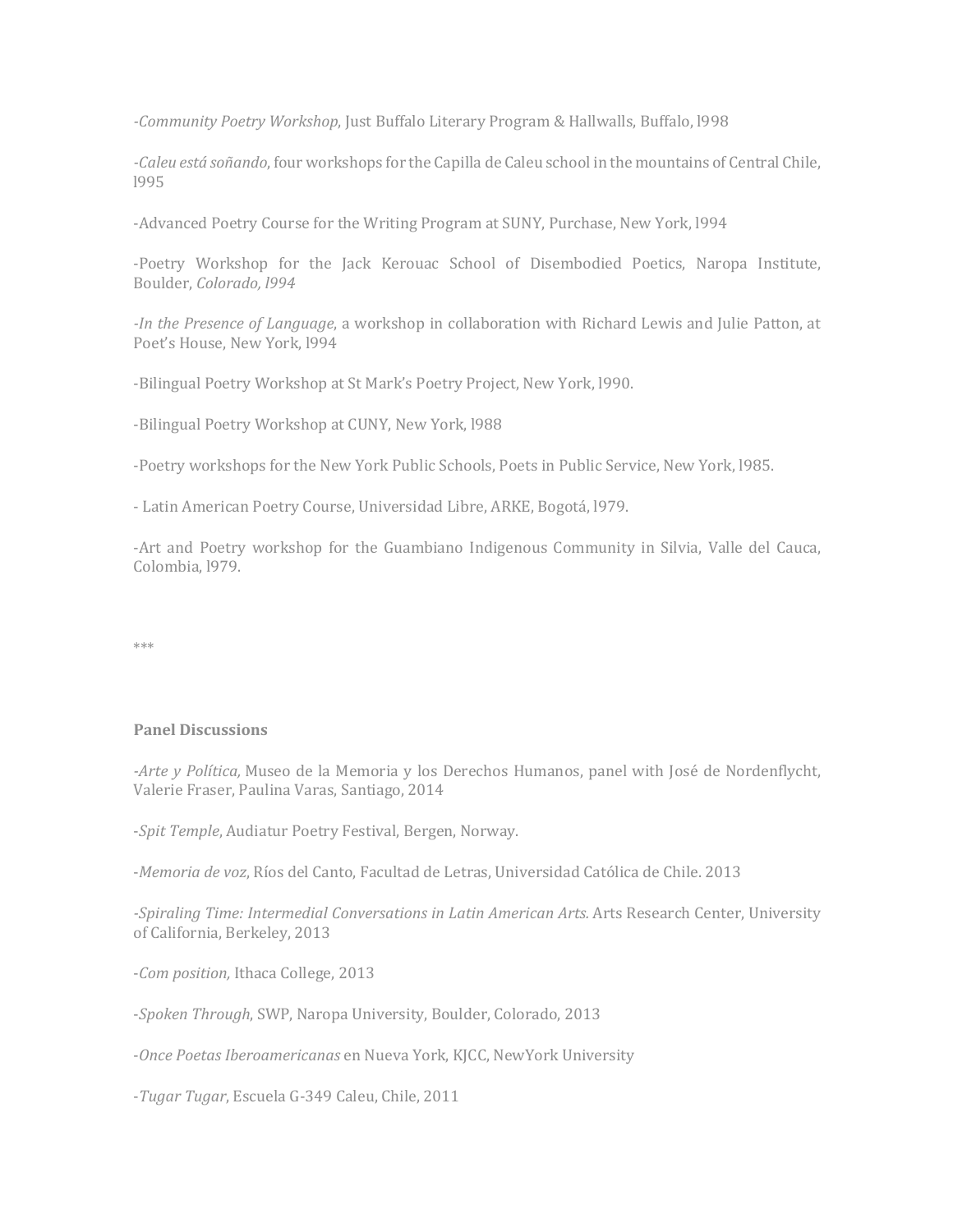-*Community Poetry Workshop*, Just Buffalo Literary Program & Hallwalls, Buffalo, l998

-*Caleu está soñando*, four workshops for the Capilla de Caleu school in the mountains of Central Chile, l995

-Advanced Poetry Course for the Writing Program at SUNY, Purchase, New York, l994

-Poetry Workshop for the Jack Kerouac School of Disembodied Poetics, Naropa Institute, Boulder, *Colorado, l994*

-*In the Presence of Language*, a workshop in collaboration with Richard Lewis and Julie Patton, at Poet's House, New York, l994

-Bilingual Poetry Workshop at St Mark's Poetry Project, New York, l990.

-Bilingual Poetry Workshop at CUNY, New York, l988

-Poetry workshops for the New York Public Schools, Poets in Public Service, New York, l985.

- Latin American Poetry Course, Universidad Libre, ARKE, Bogotá, l979.

-Art and Poetry workshop for the Guambiano Indigenous Community in Silvia, Valle del Cauca, Colombia, l979.

***

**Panel Discussions**

-*Arte y Política,* Museo de la Memoria y los Derechos Humanos, panel with José de Nordenflycht, Valerie Fraser, Paulina Varas, Santiago, 2014

-*Spit Temple*, Audiatur Poetry Festival, Bergen, Norway.

-*Memoria de voz*, Ríos del Canto, Facultad de Letras, Universidad Católica de Chile. 2013

-*Spiraling Time: Intermedial Conversations in Latin American Arts.* Arts Research Center, University of California, Berkeley, 2013

-*Com position,* Ithaca College, 2013

-*Spoken Through*, SWP, Naropa University, Boulder, Colorado, 2013

-*Once Poetas Iberoamericanas* en Nueva York, KJCC, NewYork University

-*Tugar Tugar*, Escuela G-349 Caleu, Chile, 2011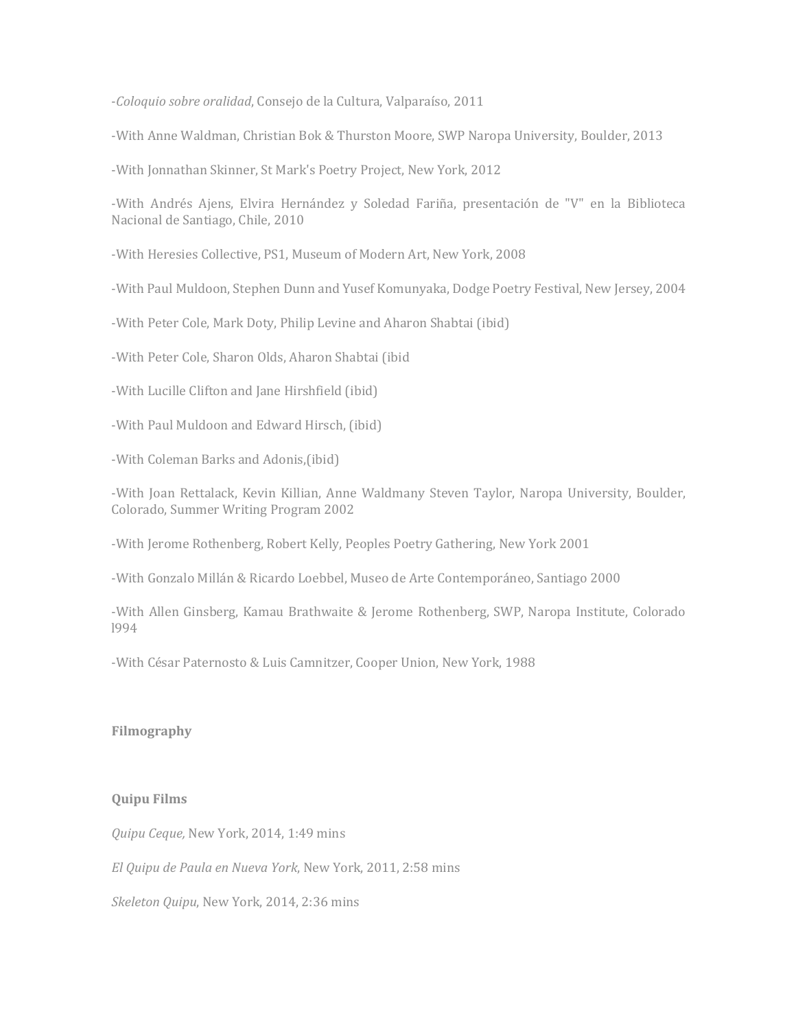-*Coloquio sobre oralidad*, Consejo de la Cultura, Valparaíso, 2011

-With Anne Waldman, Christian Bok & Thurston Moore, SWP Naropa University, Boulder, 2013

-With Jonnathan Skinner, St Mark's Poetry Project, New York, 2012

-With Andrés Ajens, Elvira Hernández y Soledad Fariña, presentación de "V" en la Biblioteca Nacional de Santiago, Chile, 2010

-With Heresies Collective, PS1, Museum of Modern Art, New York, 2008

-With Paul Muldoon, Stephen Dunn and Yusef Komunyaka, Dodge Poetry Festival, New Jersey, 2004

-With Peter Cole, Mark Doty, Philip Levine and Aharon Shabtai (ibid)

-With Peter Cole, Sharon Olds, Aharon Shabtai (ibid

-With Lucille Clifton and Jane Hirshfield (ibid)

-With Paul Muldoon and Edward Hirsch, (ibid)

-With Coleman Barks and Adonis,(ibid)

-With Joan Rettalack, Kevin Killian, Anne Waldmany Steven Taylor, Naropa University, Boulder, Colorado, Summer Writing Program 2002

-With Jerome Rothenberg, Robert Kelly, Peoples Poetry Gathering, New York 2001

-With Gonzalo Millán & Ricardo Loebbel, Museo de Arte Contemporáneo, Santiago 2000

-With Allen Ginsberg, Kamau Brathwaite & Jerome Rothenberg, SWP, Naropa Institute, Colorado l994

-With César Paternosto & Luis Camnitzer, Cooper Union, New York, 1988

**Filmography**

**Quipu Films**

*Quipu Ceque,* New York, 2014, 1:49 mins

*El Quipu de Paula en Nueva York*, New York, 2011, 2:58 mins

*Skeleton Quipu*, New York, 2014, 2:36 mins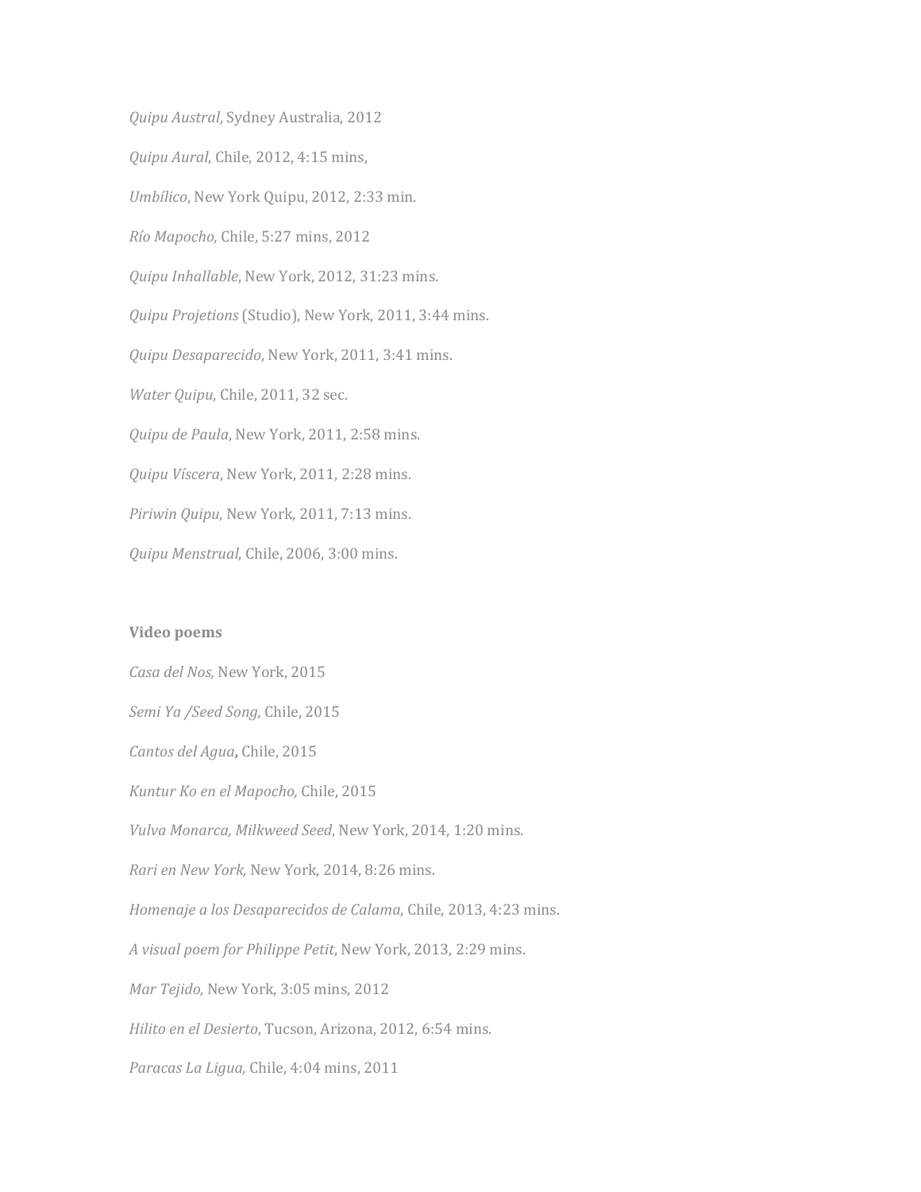*Quipu Austral*, Sydney Australia, 2012

*Quipu Aural*, Chile, 2012, 4:15 mins,

*Umbílico*, New York Quipu, 2012, 2:33 min.

*Río Mapocho,* Chile, 5:27 mins, 2012

*Quipu Inhallable*, New York, 2012, 31:23 mins.

*Quipu Projetions* (Studio), New York, 2011, 3:44 mins.

*Quipu Desaparecido*, New York, 2011, 3:41 mins.

*Water Quipu*, Chile, 2011, 32 sec.

*Quipu de Paula*, New York, 2011, 2:58 mins.

*Quipu Víscera*, New York, 2011, 2:28 mins.

*Piriwin Quipu*, New York, 2011, 7:13 mins.

*Quipu Menstrual*, Chile, 2006, 3:00 mins.

**Video poems**

*Casa del Nos,* New York, 2015

*Semi Ya /Seed Song,* Chile, 2015

*Cantos del Agua***,** Chile, 2015

*Kuntur Ko en el Mapocho,* Chile, 2015

*Vulva Monarca, Milkweed Seed*, New York, 2014, 1:20 mins.

*Rari en New York,* New York, 2014, 8:26 mins.

*Homenaje a los Desaparecidos de Calama*, Chile, 2013, 4:23 mins.

*A visual poem for Philippe Petit*, New York, 2013, 2:29 mins.

*Mar Tejido,* New York, 3:05 mins, 2012

*Hilito en el Desierto,* Tucson, Arizona, 2012, 6:54 mins.

*Paracas La Ligua,* Chile, 4:04 mins, 2011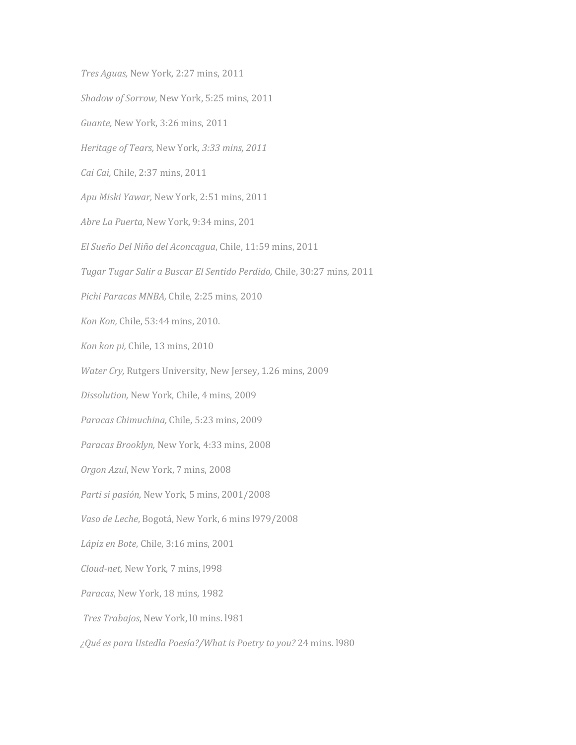*Tres Aguas,* New York, 2:27 mins, 2011

*Shadow of Sorrow,* New York, 5:25 mins, 2011

*Guante,* New York, 3:26 mins, 2011

*Heritage of Tears,* New York*, 3:33 mins, 2011*

*Cai Cai,* Chile, 2:37 mins, 2011

*Apu Miski Yawar,* New York, 2:51 mins, 2011

*Abre La Puerta,* New York, 9:34 mins, 201

*El Sueño Del Niño del Aconcagua*, Chile, 11:59 mins, 2011

*Tugar Tugar Salir a Buscar El Sentido Perdido,* Chile, 30:27 mins, 2011

*Pichi Paracas MNBA,* Chile, 2:25 mins, 2010

*Kon Kon,* Chile, 53:44 mins, 2010.

*Kon kon pi,* Chile, 13 mins, 2010

*Water Cry,* Rutgers University, New Jersey, 1.26 mins, 2009

*Dissolution,* New York, Chile, 4 mins, 2009

*Paracas Chimuchina,* Chile, 5:23 mins, 2009

*Paracas Brooklyn,* New York, 4:33 mins, 2008

*Orgon Azul*, New York, 7 mins, 2008

*Parti si pasión*, New York, 5 mins, 2001/2008

*Vaso de Leche*, Bogotá, New York, 6 mins l979/2008

*Lápiz en Bote*, Chile, 3:16 mins, 2001

*Cloud-net*, New York, 7 mins, l998

*Paracas*, New York, 18 mins, 1982

*Tres Trabajos*, New York, l0 mins. l981

*¿Qué es para Ustedla Poesía?/What is Poetry to you?* 24 mins. l980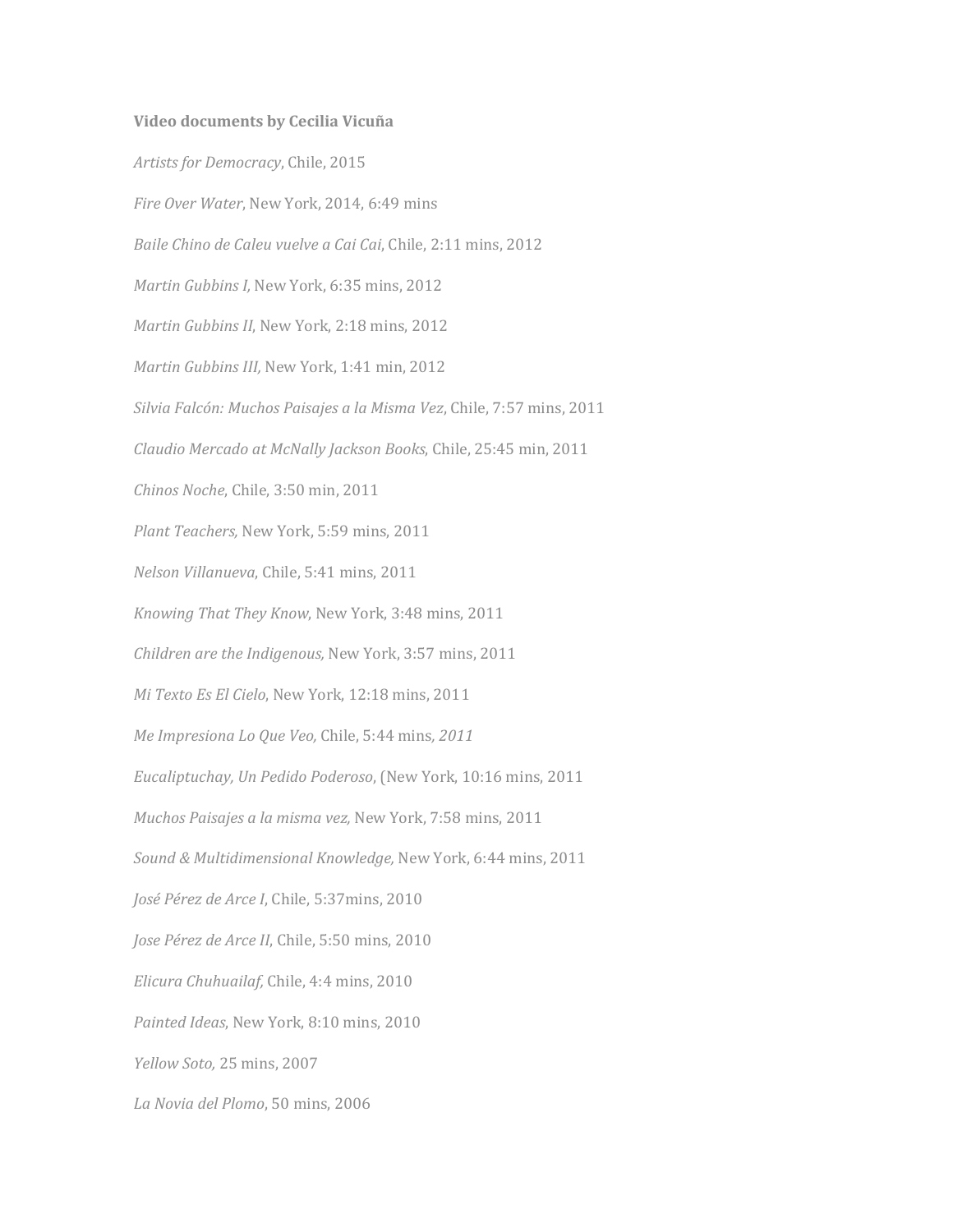**Video documents by Cecilia Vicuña**

*Artists for Democracy*, Chile, 2015

*Fire Over Water*, New York, 2014, 6:49 mins

*Baile Chino de Caleu vuelve a Cai Cai*, Chile, 2:11 mins, 2012

*Martin Gubbins I,* New York, 6:35 mins, 2012

*Martin Gubbins II*, New York, 2:18 mins, 2012

*Martin Gubbins III,* New York, 1:41 min, 2012

*Silvia Falcón: Muchos Paisajes a la Misma Vez*, Chile, 7:57 mins, 2011

*Claudio Mercado at McNally Jackson Books*, Chile, 25:45 min, 2011

*Chinos Noche*, Chile, 3:50 min, 2011

*Plant Teachers,* New York, 5:59 mins, 2011

*Nelson Villanueva*, Chile, 5:41 mins, 2011

*Knowing That They Know*, New York, 3:48 mins, 2011

*Children are the Indigenous,* New York, 3:57 mins, 2011

*Mi Texto Es El Cielo*, New York, 12:18 mins, 2011

*Me Impresiona Lo Que Veo,* Chile, 5:44 mins*, 2011*

*Eucaliptuchay, Un Pedido Poderoso*, (New York, 10:16 mins, 2011

*Muchos Paisajes a la misma vez,* New York, 7:58 mins, 2011

*Sound & Multidimensional Knowledge,* New York, 6:44 mins, 2011

*José Pérez de Arce I*, Chile, 5:37mins, 2010

*Jose Pérez de Arce II*, Chile, 5:50 mins, 2010

*Elicura Chuhuailaf,* Chile, 4:4 mins, 2010

*Painted Ideas*, New York, 8:10 mins, 2010

*Yellow Soto,* 25 mins, 2007

*La Novia del Plomo*, 50 mins, 2006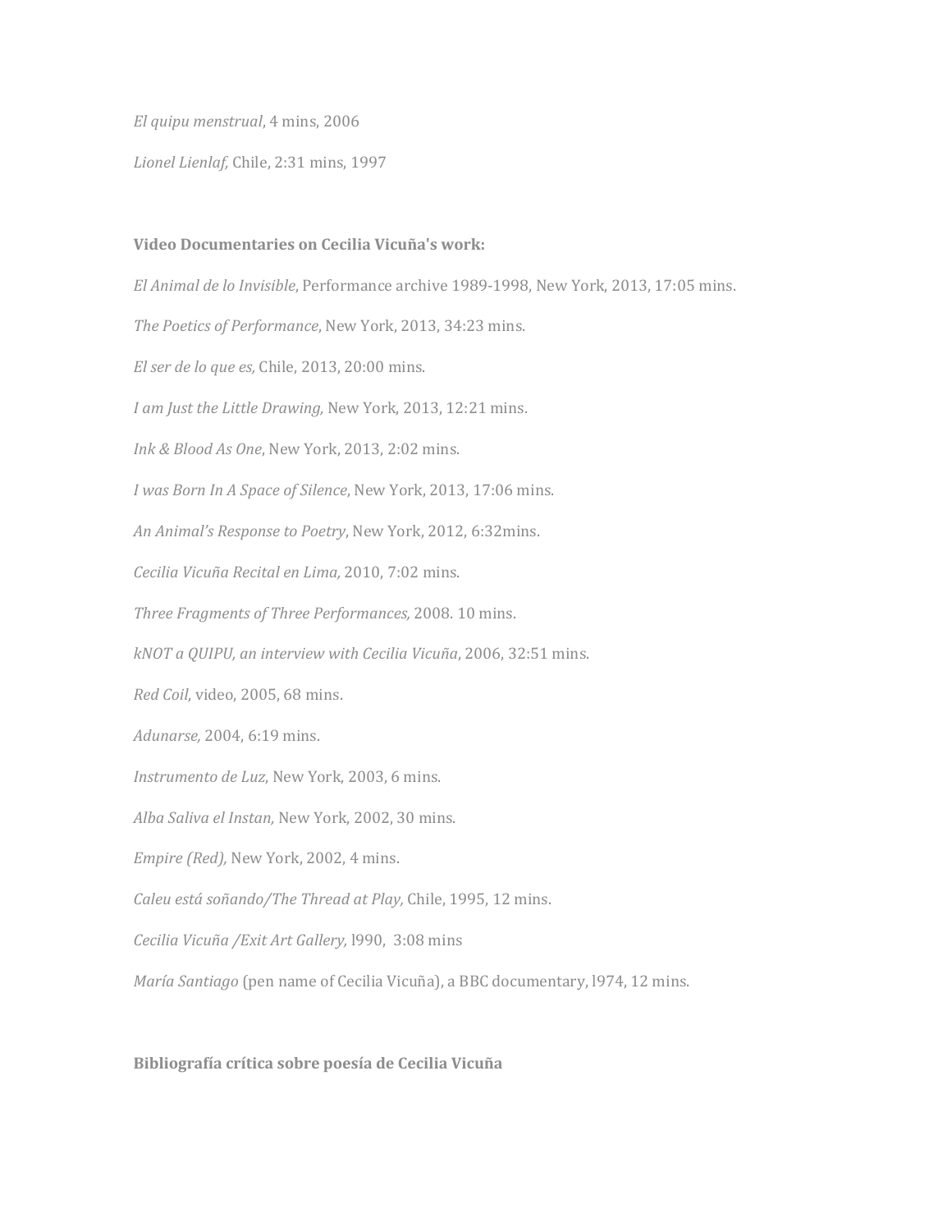*El quipu menstrual*, 4 mins, 2006

*Lionel Lienlaf,* Chile, 2:31 mins, 1997

**Video Documentaries on Cecilia Vicuña's work:**

*El Animal de lo Invisible*, Performance archive 1989-1998, New York, 2013, 17:05 mins.

*The Poetics of Performance*, New York, 2013, 34:23 mins.

*El ser de lo que es,* Chile, 2013, 20:00 mins.

*I am Just the Little Drawing,* New York, 2013, 12:21 mins.

*Ink & Blood As One*, New York, 2013, 2:02 mins.

*I was Born In A Space of Silence*, New York, 2013, 17:06 mins.

*An Animal's Response to Poetry*, New York, 2012, 6:32mins.

*Cecilia Vicuña Recital en Lima,* 2010, 7:02 mins.

*Three Fragments of Three Performances,* 2008. 10 mins.

*kNOT a QUIPU, an interview with Cecilia Vicuña*, 2006, 32:51 mins.

*Red Coil*, video, 2005, 68 mins.

*Adunarse,* 2004, 6:19 mins.

*Instrumento de Luz*, New York, 2003, 6 mins.

*Alba Saliva el Instan,* New York, 2002, 30 mins.

*Empire (Red),* New York, 2002, 4 mins.

*Caleu está soñando/The Thread at Play,* Chile, 1995, 12 mins.

*Cecilia Vicuña /Exit Art Gallery,* l990, 3:08 mins

*María Santiago* (pen name of Cecilia Vicuña), a BBC documentary, l974, 12 mins.

**Bibliografía crítica sobre poesía de Cecilia Vicuña**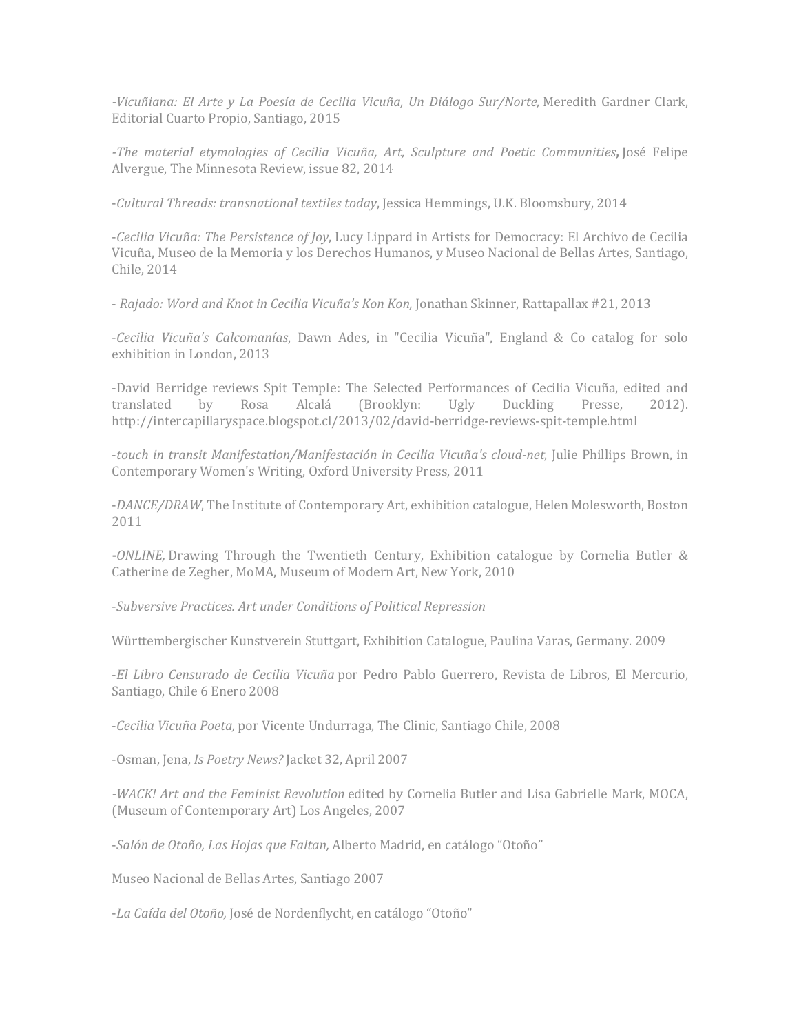-*Vicuñiana: El Arte y La Poesía de Cecilia Vicuña, Un Diálogo Sur/Norte,* Meredith Gardner Clark, Editorial Cuarto Propio, Santiago, 2015

-*The material etymologies of Cecilia Vicuña, Art, Sculpture and Poetic Communities*, José Felipe Alvergue, The Minnesota Review, issue 82, 2014

-*Cultural Threads: transnational textiles today*, Jessica Hemmings, U.K. Bloomsbury, 2014

-*Cecilia Vicuña: The Persistence of Joy*, Lucy Lippard in Artists for Democracy: El Archivo de Cecilia Vicuña, Museo de la Memoria y los Derechos Humanos, y Museo Nacional de Bellas Artes, Santiago, Chile, 2014

- *Rajado: Word and Knot in Cecilia Vicuña's Kon Kon,* Jonathan Skinner, Rattapallax #21, 2013

-*Cecilia Vicuña's Calcomanías*, Dawn Ades, in "Cecilia Vicuña", England & Co catalog for solo exhibition in London, 2013

-David Berridge reviews Spit Temple: The Selected Performances of Cecilia Vicuña, edited and translated by Rosa Alcalá (Brooklyn: Ugly Duckling Presse, 2012). http://intercapillaryspace.blogspot.cl/2013/02/david-berridge-reviews-spit-temple.html

-*touch in transit Manifestation/Manifestación in Cecilia Vicuña's cloud-net*, Julie Phillips Brown, in Contemporary Women's Writing, Oxford University Press, 2011

-*DANCE/DRAW*, The Institute of Contemporary Art, exhibition catalogue, Helen Molesworth, Boston 2011

-*ONLINE,* Drawing Through the Twentieth Century, Exhibition catalogue by Cornelia Butler & Catherine de Zegher, MoMA, Museum of Modern Art, New York, 2010

-*Subversive Practices. Art under Conditions of Political Repression*

Württembergischer Kunstverein Stuttgart, Exhibition Catalogue, Paulina Varas, Germany. 2009

-*El Libro Censurado de Cecilia Vicuña* por Pedro Pablo Guerrero, Revista de Libros, El Mercurio, Santiago, Chile 6 Enero 2008

-*Cecilia Vicuña Poeta,* por Vicente Undurraga, The Clinic, Santiago Chile, 2008

-Osman, Jena, *Is Poetry News?* Jacket 32, April 2007

-*WACK! Art and the Feminist Revolution* edited by Cornelia Butler and Lisa Gabrielle Mark, MOCA, (Museum of Contemporary Art) Los Angeles, 2007

-*Salón de Otoño, Las Hojas que Faltan,* Alberto Madrid, en catálogo "Otoño"

Museo Nacional de Bellas Artes, Santiago 2007

-*La Caída del Otoño,* José de Nordenflycht, en catálogo "Otoño"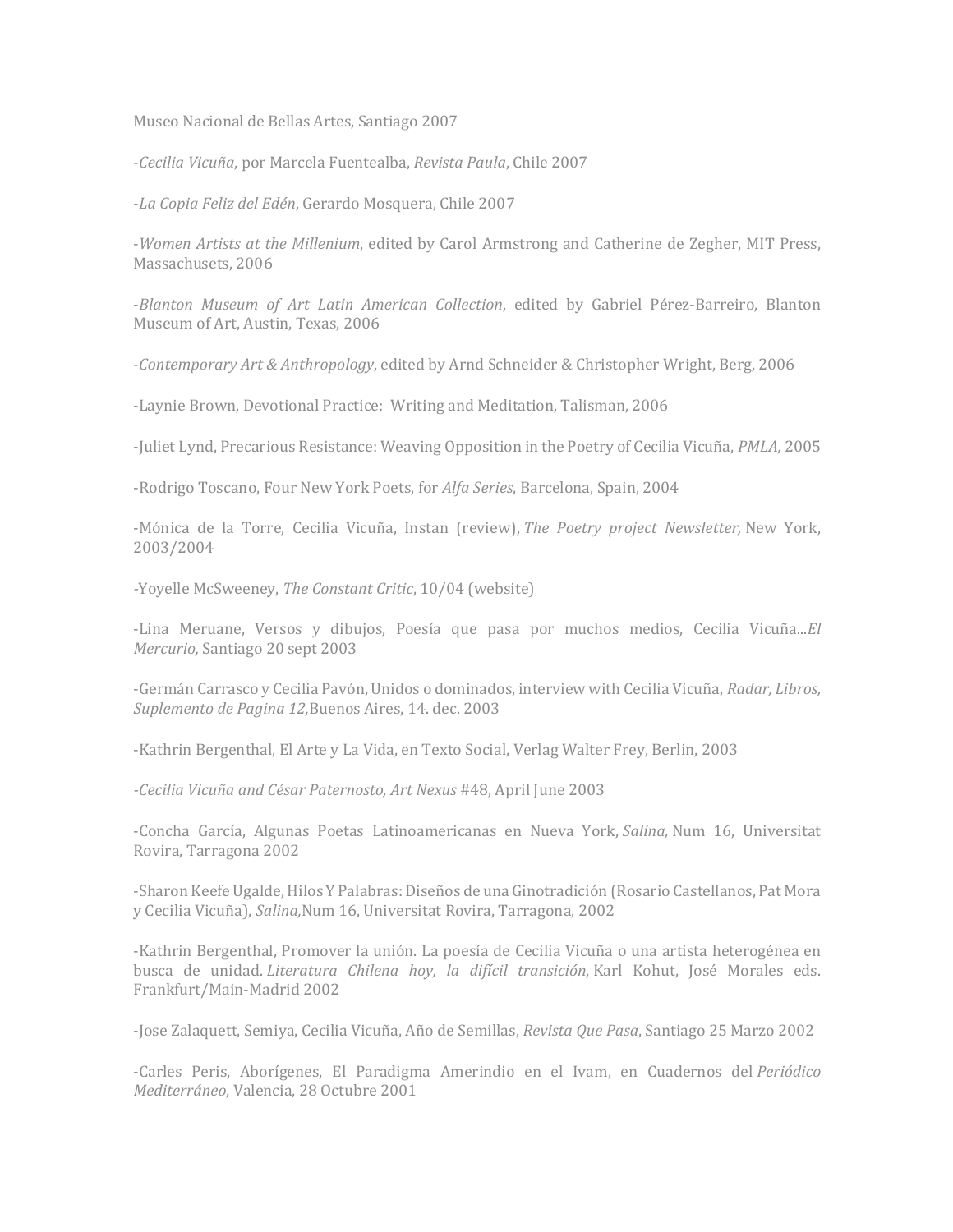Museo Nacional de Bellas Artes, Santiago 2007

-*Cecilia Vicuña*, por Marcela Fuentealba, *Revista Paula*, Chile 2007

-*La Copia Feliz del Edén*, Gerardo Mosquera, Chile 2007

-*Women Artists at the Millenium*, edited by Carol Armstrong and Catherine de Zegher, MIT Press, Massachusets, 2006

-*Blanton Museum of Art Latin American Collection*, edited by Gabriel Pérez-Barreiro, Blanton Museum of Art, Austin, Texas, 2006

-*Contemporary Art & Anthropology*, edited by Arnd Schneider & Christopher Wright, Berg, 2006

-Laynie Brown, Devotional Practice: Writing and Meditation, Talisman, 2006

-Juliet Lynd, Precarious Resistance: Weaving Opposition in the Poetry of Cecilia Vicuña, *PMLA,* 2005

-Rodrigo Toscano, Four New York Poets, for *Alfa Series*, Barcelona, Spain, 2004

-Mónica de la Torre, Cecilia Vicuña, Instan (review), *The Poetry project Newsletter,* New York, 2003/2004

-Yoyelle McSweeney, *The Constant Critic*, 10/04 (website)

-Lina Meruane, Versos y dibujos, Poesía que pasa por muchos medios, Cecilia Vicuña...*El Mercurio,* Santiago 20 sept 2003

-Germán Carrasco y Cecilia Pavón, Unidos o dominados, interview with Cecilia Vicuña, *Radar, Libros, Suplemento de Pagina 12,*Buenos Aires, 14. dec. 2003

-Kathrin Bergenthal, El Arte y La Vida, en Texto Social, Verlag Walter Frey, Berlin, 2003

-*Cecilia Vicuña and César Paternosto, Art Nexus* #48, April June 2003

-Concha García, Algunas Poetas Latinoamericanas en Nueva York, *Salina,* Num 16, Universitat Rovira, Tarragona 2002

-Sharon Keefe Ugalde, Hilos Y Palabras: Diseños de una Ginotradición (Rosario Castellanos, Pat Mora y Cecilia Vicuña), *Salina,*Num 16, Universitat Rovira, Tarragona, 2002

-Kathrin Bergenthal, Promover la unión. La poesía de Cecilia Vicuña o una artista heterogénea en busca de unidad. *Literatura Chilena hoy, la difícil transición,* Karl Kohut, José Morales eds. Frankfurt/Main-Madrid 2002

-Jose Zalaquett, Semiya, Cecilia Vicuña, Año de Semillas, *Revista Que Pasa*, Santiago 25 Marzo 2002

-Carles Peris, Aborígenes, El Paradigma Amerindio en el Ivam, en Cuadernos del *Periódico Mediterráneo*, Valencia, 28 Octubre 2001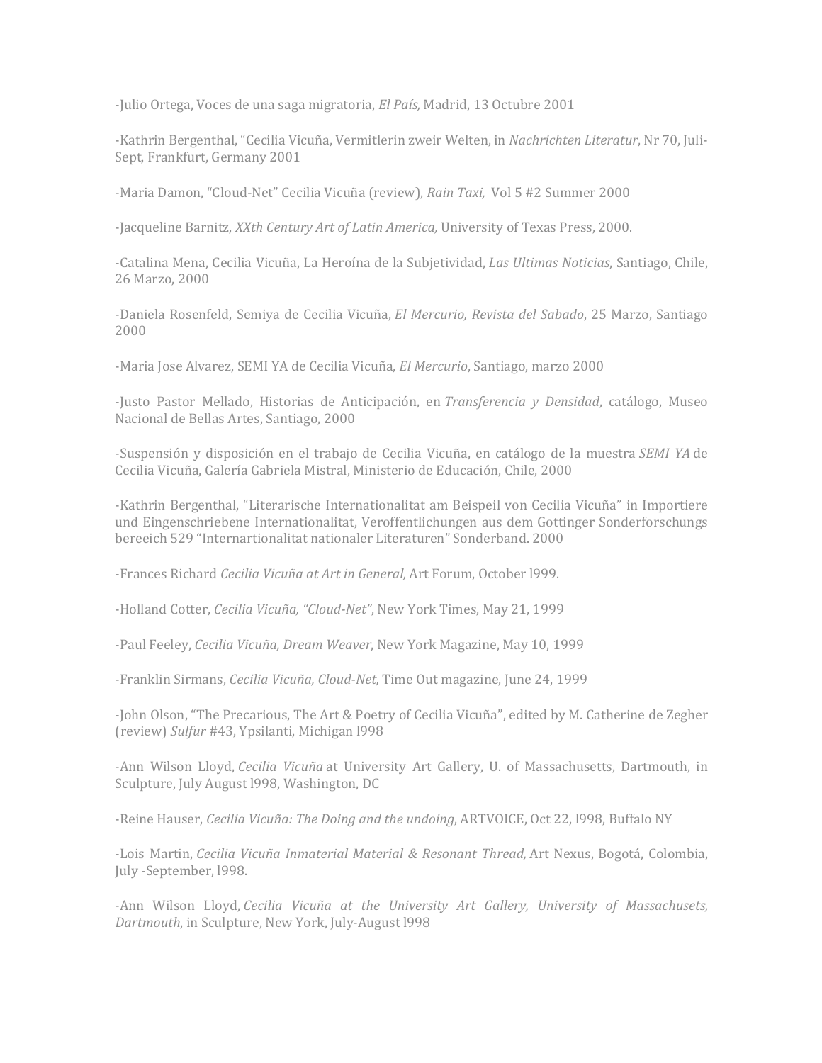-Julio Ortega, Voces de una saga migratoria, *El País,* Madrid, 13 Octubre 2001

-Kathrin Bergenthal, "Cecilia Vicuña, Vermitlerin zweir Welten, in *Nachrichten Literatur*, Nr 70, Juli-Sept, Frankfurt, Germany 2001

-Maria Damon, "Cloud-Net" Cecilia Vicuña (review), *Rain Taxi,* Vol 5 #2 Summer 2000

-Jacqueline Barnitz, *XXth Century Art of Latin America,* University of Texas Press, 2000.

-Catalina Mena, Cecilia Vicuña, La Heroína de la Subjetividad, *Las Ultimas Noticias*, Santiago, Chile, 26 Marzo, 2000

-Daniela Rosenfeld, Semiya de Cecilia Vicuña, *El Mercurio, Revista del Sabado*, 25 Marzo, Santiago 2000

-Maria Jose Alvarez, SEMI YA de Cecilia Vicuña, *El Mercurio*, Santiago, marzo 2000

-Justo Pastor Mellado, Historias de Anticipación, en *Transferencia y Densidad*, catálogo, Museo Nacional de Bellas Artes, Santiago, 2000

-Suspensión y disposición en el trabajo de Cecilia Vicuña, en catálogo de la muestra *SEMI YA* de Cecilia Vicuña, Galería Gabriela Mistral, Ministerio de Educación, Chile, 2000

-Kathrin Bergenthal, "Literarische Internationalitat am Beispeil von Cecilia Vicuña" in Importiere und Eingenschriebene Internationalitat, Veroffentlichungen aus dem Gottinger Sonderforschungs bereeich 529 "Internartionalitat nationaler Literaturen" Sonderband. 2000

-Frances Richard *Cecilia Vicuña at Art in General,* Art Forum, October l999.

-Holland Cotter, *Cecilia Vicuña, "Cloud-Net"*, New York Times, May 21, 1999

-Paul Feeley, *Cecilia Vicuña, Dream Weaver*, New York Magazine, May 10, 1999

-Franklin Sirmans, *Cecilia Vicuña, Cloud-Net,* Time Out magazine, June 24, 1999

-John Olson, "The Precarious, The Art & Poetry of Cecilia Vicuña", edited by M. Catherine de Zegher (review) *Sulfur* #43, Ypsilanti, Michigan l998

-Ann Wilson Lloyd, *Cecilia Vicuña* at University Art Gallery, U. of Massachusetts, Dartmouth, in Sculpture, July August l998, Washington, DC

-Reine Hauser, *Cecilia Vicuña: The Doing and the undoing*, ARTVOICE, Oct 22, l998, Buffalo NY

-Lois Martin, *Cecilia Vicuña Inmaterial Material & Resonant Thread,* Art Nexus, Bogotá, Colombia, July -September, l998.

-Ann Wilson Lloyd, *Cecilia Vicuña at the University Art Gallery, University of Massachusets, Dartmouth*, in Sculpture, New York, July-August l998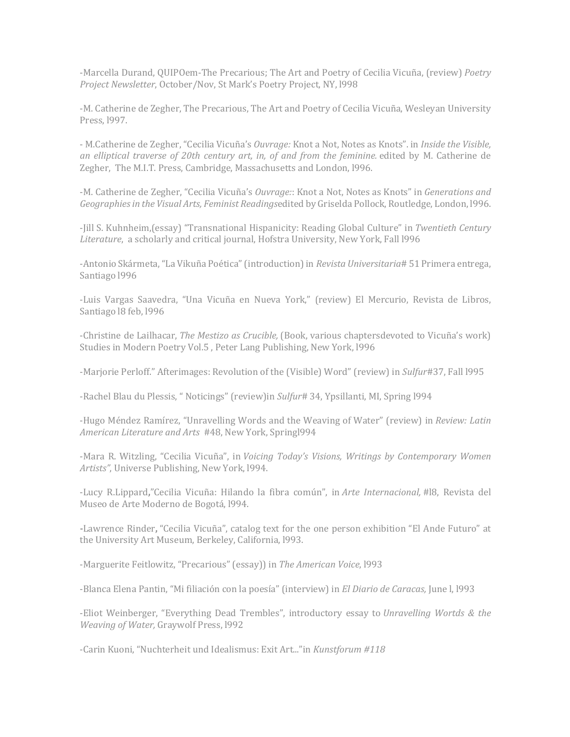-Marcella Durand, QUIPOem-The Precarious; The Art and Poetry of Cecilia Vicuña, (review) *Poetry Project Newsletter*, October/Nov, St Mark's Poetry Project, NY, l998

-M. Catherine de Zegher, The Precarious, The Art and Poetry of Cecilia Vicuña, Wesleyan University Press, l997.

- M.Catherine de Zegher, "Cecilia Vicuña's *Ouvrage:* Knot a Not, Notes as Knots". in *Inside the Visible, an elliptical traverse of 20th century art, in, of and from the feminine.* edited by M. Catherine de Zegher, The M.I.T. Press, Cambridge, Massachusetts and London, l996.

-M. Catherine de Zegher, "Cecilia Vicuña's *Ouvrage:*: Knot a Not, Notes as Knots" in *Generations and Geographies in the Visual Arts, Feminist Readings*edited by Griselda Pollock, Routledge, London, l996.

-Jill S. Kuhnheim,(essay) "Transnational Hispanicity: Reading Global Culture" in *Twentieth Century Literature*, a scholarly and critical journal, Hofstra University, New York, Fall l996

-Antonio Skármeta, "La Vikuña Poética" (introduction) in *Revista Universitaria*# 51 Primera entrega, Santiago l996

-Luis Vargas Saavedra, "Una Vicuña en Nueva York," (review) El Mercurio, Revista de Libros, Santiago l8 feb, l996

-Christine de Lailhacar, *The Mestizo as Crucible,* (Book, various chaptersdevoted to Vicuña's work) Studies in Modern Poetry Vol.5 , Peter Lang Publishing, New York, l996

-Marjorie Perloff." Afterimages: Revolution of the (Visible) Word" (review) in *Sulfur*#37, Fall l995

-Rachel Blau du Plessis, " Noticings" (review)in *Sulfur*# 34, Ypsillanti, MI, Spring l994

-Hugo Méndez Ramírez, "Unravelling Words and the Weaving of Water" (review) in *Review: Latin American Literature and Arts* #48, New York, Springl994

-Mara R. Witzling, "Cecilia Vicuña", in *Voicing Today's Visions, Writings by Contemporary Women Artists"*, Universe Publishing, New York, l994.

-Lucy R.Lippard**,**"Cecilia Vicuña: Hilando la fibra común", in *Arte Internacional,* #l8, Revista del Museo de Arte Moderno de Bogotá, l994.

**-**Lawrence Rinder**,** "Cecilia Vicuña", catalog text for the one person exhibition "El Ande Futuro" at the University Art Museum, Berkeley, California, l993.

-Marguerite Feitlowitz, "Precarious" (essay)) in *The American Voice*, l993

-Blanca Elena Pantin, "Mi filiación con la poesía" (interview) in *El Diario de Caracas,* June l, l993

-Eliot Weinberger, "Everything Dead Trembles", introductory essay to *Unravelling Wortds & the Weaving of Water,* Graywolf Press, l992

-Carin Kuoni, "Nuchterheit und Idealismus: Exit Art..."in *Kunstforum #118*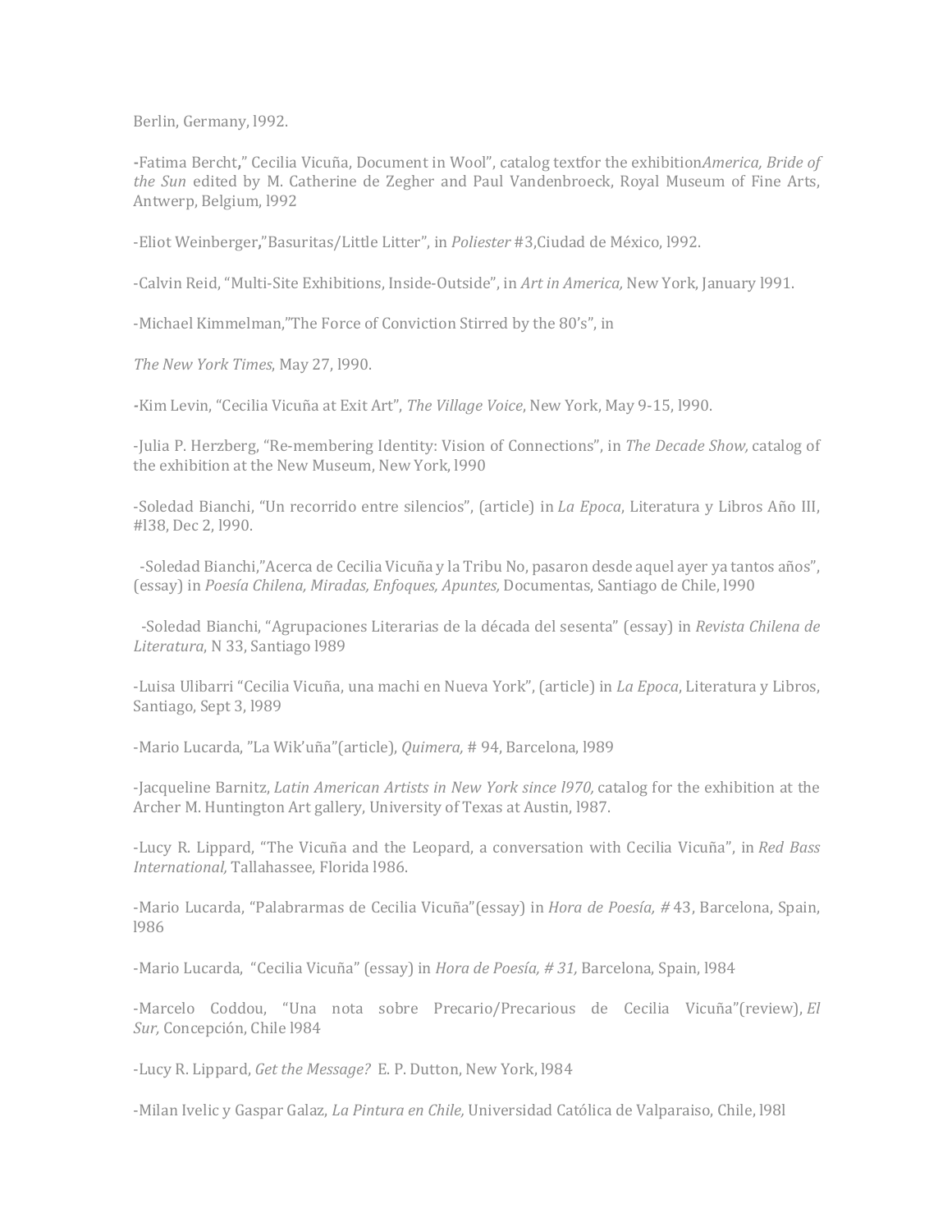Berlin, Germany, l992.

-Fatima Bercht," Cecilia Vicuña, Document in Wool", catalog textfor the exhibition*America, Bride of the Sun* edited by M. Catherine de Zegher and Paul Vandenbroeck, Royal Museum of Fine Arts, Antwerp, Belgium, l992

-Eliot Weinberger,"Basuritas/Little Litter", in *Poliester* #3,Ciudad de México, l992.

-Calvin Reid, "Multi-Site Exhibitions, Inside-Outside", in *Art in America,* New York, January l991.

-Michael Kimmelman,"The Force of Conviction Stirred by the 80's", in

*The New York Times*, May 27, l990.

-Kim Levin, "Cecilia Vicuña at Exit Art", *The Village Voice*, New York, May 9-15, l990.

-Julia P. Herzberg, "Re-membering Identity: Vision of Connections", in *The Decade Show,* catalog of the exhibition at the New Museum, New York, l990

-Soledad Bianchi, "Un recorrido entre silencios", (article) in *La Epoca*, Literatura y Libros Año III, #l38, Dec 2, l990.

-Soledad Bianchi,"Acerca de Cecilia Vicuña y la Tribu No, pasaron desde aquel ayer ya tantos años", (essay) in *Poesía Chilena, Miradas, Enfoques, Apuntes,* Documentas, Santiago de Chile, l990

-Soledad Bianchi, "Agrupaciones Literarias de la década del sesenta" (essay) in *Revista Chilena de Literatura*, N 33, Santiago l989

-Luisa Ulibarri "Cecilia Vicuña, una machi en Nueva York", (article) in *La Epoca*, Literatura y Libros, Santiago, Sept 3, l989

-Mario Lucarda, "La Wik'uña"(article), *Quimera,* # 94, Barcelona, l989

-Jacqueline Barnitz, *Latin American Artists in New York since l970,* catalog for the exhibition at the Archer M. Huntington Art gallery, University of Texas at Austin, l987.

-Lucy R. Lippard, "The Vicuña and the Leopard, a conversation with Cecilia Vicuña", in *Red Bass International,* Tallahassee, Florida l986.

-Mario Lucarda, "Palabrarmas de Cecilia Vicuña"(essay) in *Hora de Poesía, #* 43, Barcelona, Spain, l986

-Mario Lucarda, "Cecilia Vicuña" (essay) in *Hora de Poesía, # 31,* Barcelona, Spain, l984

-Marcelo Coddou, "Una nota sobre Precario/Precarious de Cecilia Vicuña"(review), *El Sur,* Concepción, Chile l984

-Lucy R. Lippard, *Get the Message?* E. P. Dutton, New York, l984

-Milan Ivelic y Gaspar Galaz, *La Pintura en Chile,* Universidad Católica de Valparaiso, Chile, l98l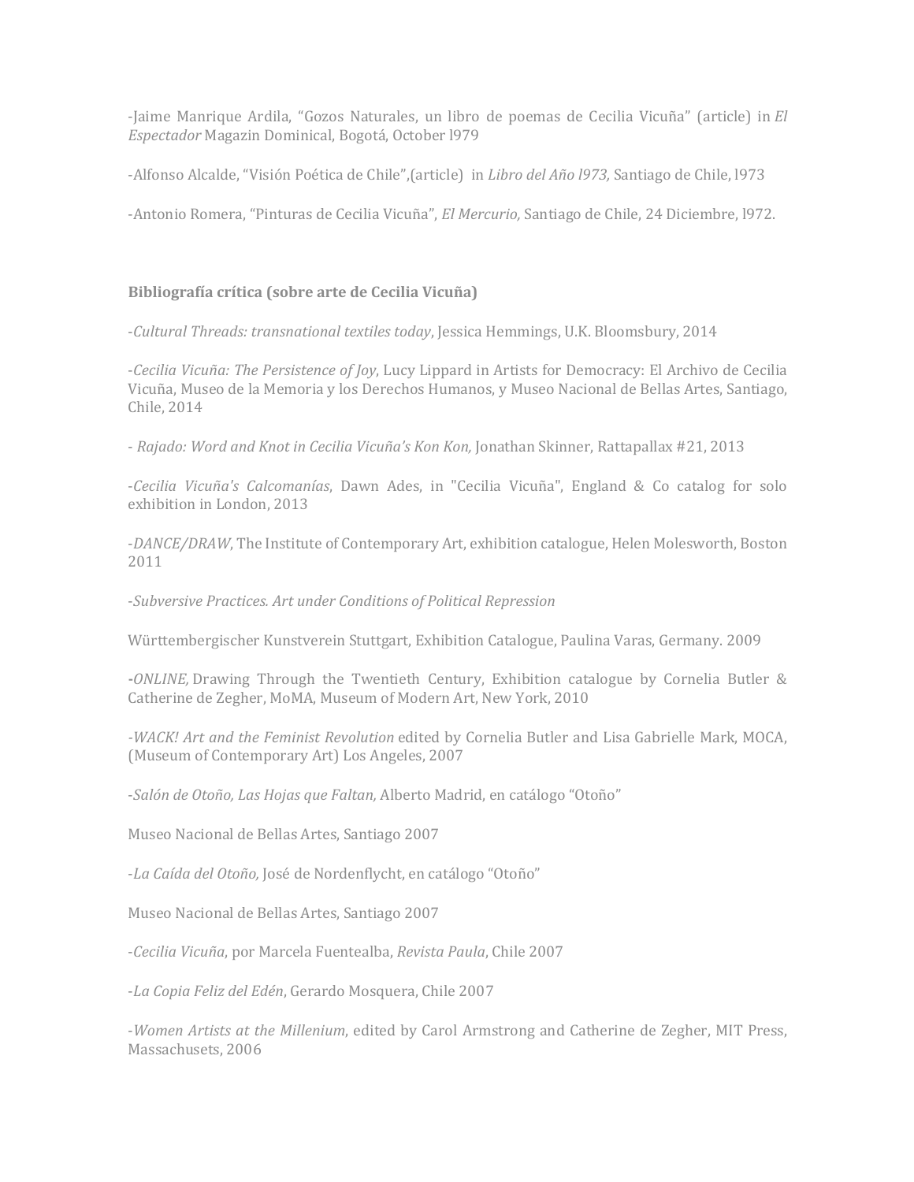-Jaime Manrique Ardila, “Gozos Naturales, un libro de poemas de Cecilia Vicuña” (article) in *El Espectador* Magazin Dominical, Bogotá, October l979

-Alfonso Alcalde, “Visión Poética de Chile”,(article) in *Libro del Año l973,* Santiago de Chile, l973

-Antonio Romera, “Pinturas de Cecilia Vicuña”, *El Mercurio,* Santiago de Chile, 24 Diciembre, l972.

**Bibliografía crítica (sobre arte de Cecilia Vicuña)**

-*Cultural Threads: transnational textiles today*, Jessica Hemmings, U.K. Bloomsbury, 2014

-*Cecilia Vicuña: The Persistence of Joy*, Lucy Lippard in Artists for Democracy: El Archivo de Cecilia Vicuña, Museo de la Memoria y los Derechos Humanos, y Museo Nacional de Bellas Artes, Santiago, Chile, 2014

- *Rajado: Word and Knot in Cecilia Vicuña's Kon Kon,* Jonathan Skinner, Rattapallax #21, 2013

-*Cecilia Vicuña's Calcomanías*, Dawn Ades, in "Cecilia Vicuña", England & Co catalog for solo exhibition in London, 2013

-*DANCE/DRAW*, The Institute of Contemporary Art, exhibition catalogue, Helen Molesworth, Boston 2011

-*Subversive Practices. Art under Conditions of Political Repression*

Württembergischer Kunstverein Stuttgart, Exhibition Catalogue, Paulina Varas, Germany. 2009

-*ONLINE,* Drawing Through the Twentieth Century, Exhibition catalogue by Cornelia Butler & Catherine de Zegher, MoMA, Museum of Modern Art, New York, 2010

-*WACK! Art and the Feminist Revolution* edited by Cornelia Butler and Lisa Gabrielle Mark, MOCA, (Museum of Contemporary Art) Los Angeles, 2007

-*Salón de Otoño, Las Hojas que Faltan,* Alberto Madrid, en catálogo “Otoño”

Museo Nacional de Bellas Artes, Santiago 2007

-*La Caída del Otoño,* José de Nordenflycht, en catálogo “Otoño”

Museo Nacional de Bellas Artes, Santiago 2007

-*Cecilia Vicuña*, por Marcela Fuentealba, *Revista Paula*, Chile 2007

-*La Copia Feliz del Edén*, Gerardo Mosquera, Chile 2007

-*Women Artists at the Millenium*, edited by Carol Armstrong and Catherine de Zegher, MIT Press, Massachusets, 2006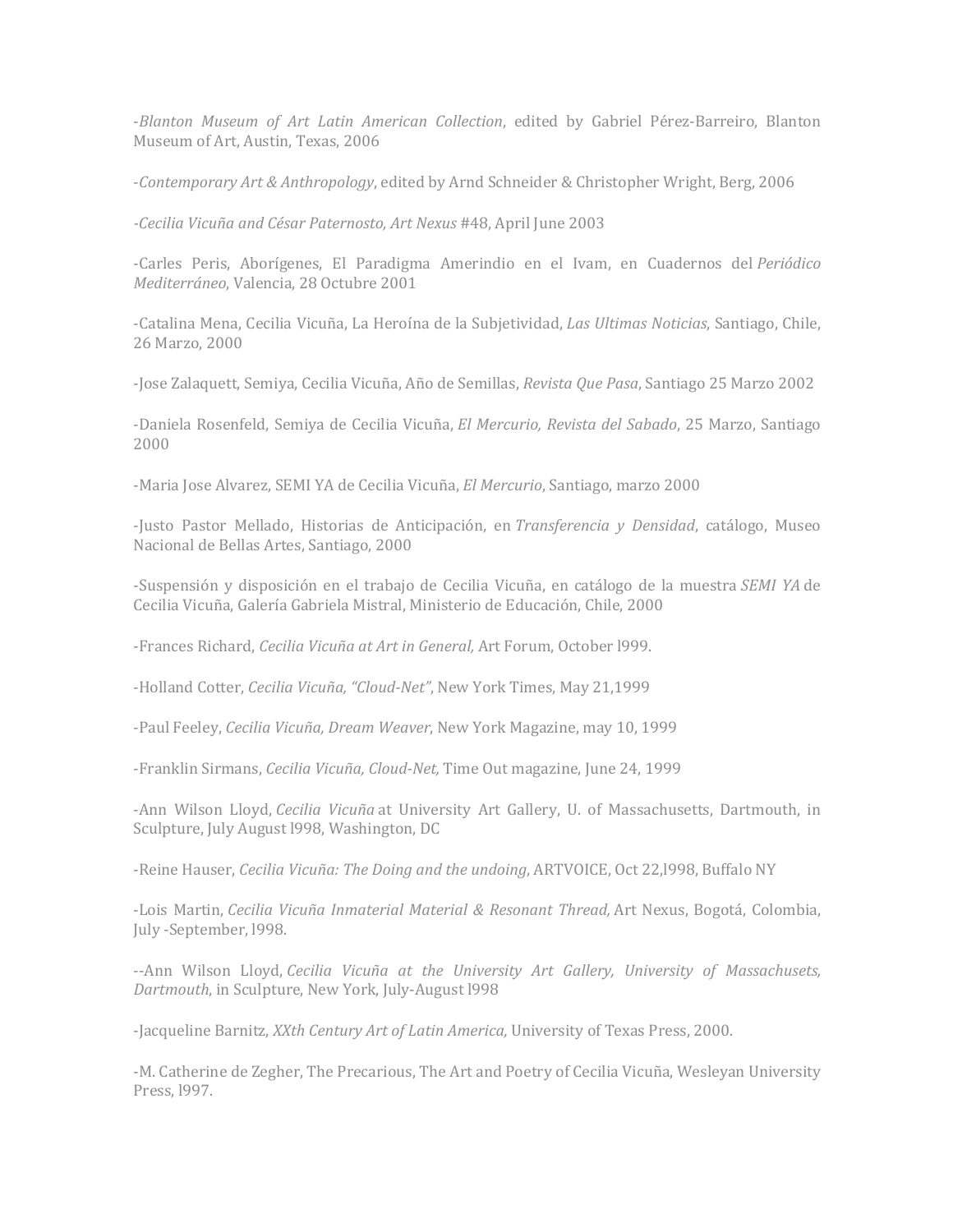-*Blanton Museum of Art Latin American Collection*, edited by Gabriel Pérez-Barreiro, Blanton Museum of Art, Austin, Texas, 2006

-*Contemporary Art & Anthropology*, edited by Arnd Schneider & Christopher Wright, Berg, 2006

*-Cecilia Vicuña and César Paternosto, Art Nexus* #48, April June 2003

-Carles Peris, Aborígenes, El Paradigma Amerindio en el Ivam, en Cuadernos del *Periódico Mediterráneo*, Valencia, 28 Octubre 2001

-Catalina Mena, Cecilia Vicuña, La Heroína de la Subjetividad, *Las Ultimas Noticias*, Santiago, Chile, 26 Marzo, 2000

-Jose Zalaquett, Semiya, Cecilia Vicuña, Año de Semillas, *Revista Que Pasa*, Santiago 25 Marzo 2002

-Daniela Rosenfeld, Semiya de Cecilia Vicuña, *El Mercurio, Revista del Sabado*, 25 Marzo, Santiago 2000

-Maria Jose Alvarez, SEMI YA de Cecilia Vicuña, *El Mercurio*, Santiago, marzo 2000

-Justo Pastor Mellado, Historias de Anticipación, en *Transferencia y Densidad*, catálogo, Museo Nacional de Bellas Artes, Santiago, 2000

-Suspensión y disposición en el trabajo de Cecilia Vicuña, en catálogo de la muestra *SEMI YA* de Cecilia Vicuña, Galería Gabriela Mistral, Ministerio de Educación, Chile, 2000

-Frances Richard, *Cecilia Vicuña at Art in General,* Art Forum, October l999.

-Holland Cotter, *Cecilia Vicuña, "Cloud-Net"*, New York Times, May 21,1999

-Paul Feeley, *Cecilia Vicuña, Dream Weaver*, New York Magazine, may 10, 1999

-Franklin Sirmans, *Cecilia Vicuña, Cloud-Net,* Time Out magazine, June 24, 1999

-Ann Wilson Lloyd, *Cecilia Vicuña* at University Art Gallery, U. of Massachusetts, Dartmouth, in Sculpture, July August l998, Washington, DC

-Reine Hauser, *Cecilia Vicuña: The Doing and the undoing*, ARTVOICE, Oct 22,l998, Buffalo NY

-Lois Martin, *Cecilia Vicuña Inmaterial Material & Resonant Thread,* Art Nexus, Bogotá, Colombia, July -September, l998.

--Ann Wilson Lloyd, *Cecilia Vicuña at the University Art Gallery, University of Massachusets, Dartmouth*, in Sculpture, New York, July-August l998

-Jacqueline Barnitz, *XXth Century Art of Latin America,* University of Texas Press, 2000.

-M. Catherine de Zegher, The Precarious, The Art and Poetry of Cecilia Vicuña, Wesleyan University Press, l997.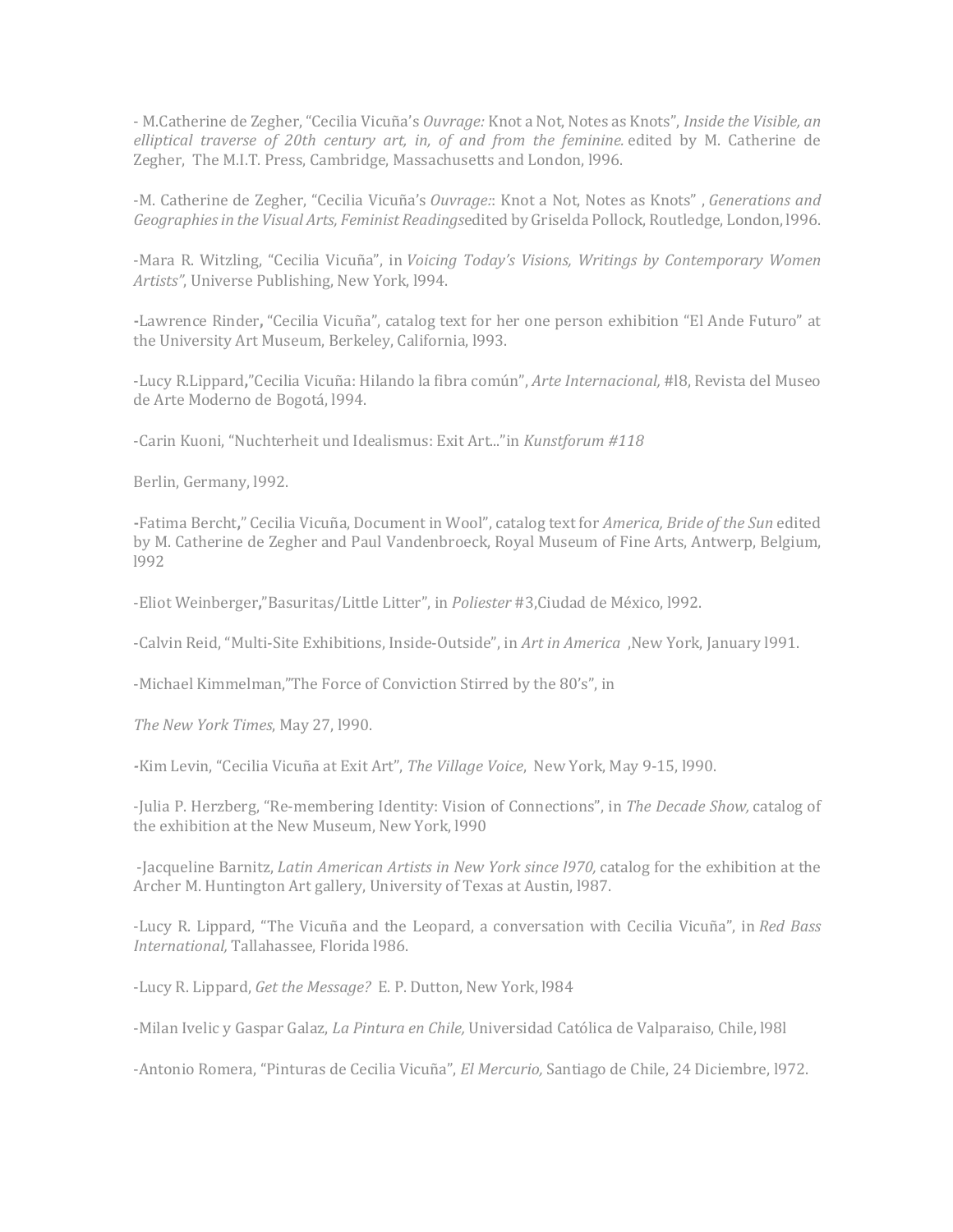- M.Catherine de Zegher, "Cecilia Vicuña's *Ouvrage:* Knot a Not, Notes as Knots", *Inside the Visible, an elliptical traverse of 20th century art, in, of and from the feminine.* edited by M. Catherine de Zegher, The M.I.T. Press, Cambridge, Massachusetts and London, l996.

-M. Catherine de Zegher, "Cecilia Vicuña's *Ouvrage:*: Knot a Not, Notes as Knots" , *Generations and Geographies in the Visual Arts, Feminist Readings*edited by Griselda Pollock, Routledge, London, l996.

-Mara R. Witzling, "Cecilia Vicuña", in *Voicing Today's Visions, Writings by Contemporary Women Artists"*, Universe Publishing, New York, l994.

-Lawrence Rinder, "Cecilia Vicuña", catalog text for her one person exhibition "El Ande Futuro" at the University Art Museum, Berkeley, California, l993.

-Lucy R.Lippard,"Cecilia Vicuña: Hilando la fibra común", *Arte Internacional,* #l8, Revista del Museo de Arte Moderno de Bogotá, l994.

-Carin Kuoni, "Nuchterheit und Idealismus: Exit Art..."in *Kunstforum #118*

Berlin, Germany, l992.

-Fatima Bercht," Cecilia Vicuña, Document in Wool", catalog text for *America, Bride of the Sun* edited by M. Catherine de Zegher and Paul Vandenbroeck, Royal Museum of Fine Arts, Antwerp, Belgium, l992

-Eliot Weinberger,"Basuritas/Little Litter", in *Poliester* #3,Ciudad de México, l992.

-Calvin Reid, "Multi-Site Exhibitions, Inside-Outside", in *Art in America* ,New York, January l991.

-Michael Kimmelman,"The Force of Conviction Stirred by the 80's", in

*The New York Times*, May 27, l990.

-Kim Levin, "Cecilia Vicuña at Exit Art", *The Village Voice*, New York, May 9-15, l990.

-Julia P. Herzberg, "Re-membering Identity: Vision of Connections", in *The Decade Show,* catalog of the exhibition at the New Museum, New York, l990

-Jacqueline Barnitz, *Latin American Artists in New York since l970,* catalog for the exhibition at the Archer M. Huntington Art gallery, University of Texas at Austin, l987.

-Lucy R. Lippard, "The Vicuña and the Leopard, a conversation with Cecilia Vicuña", in *Red Bass International,* Tallahassee, Florida l986.

-Lucy R. Lippard, *Get the Message?* E. P. Dutton, New York, l984

-Milan Ivelic y Gaspar Galaz, *La Pintura en Chile,* Universidad Católica de Valparaiso, Chile, l98l

-Antonio Romera, "Pinturas de Cecilia Vicuña", *El Mercurio,* Santiago de Chile, 24 Diciembre, l972.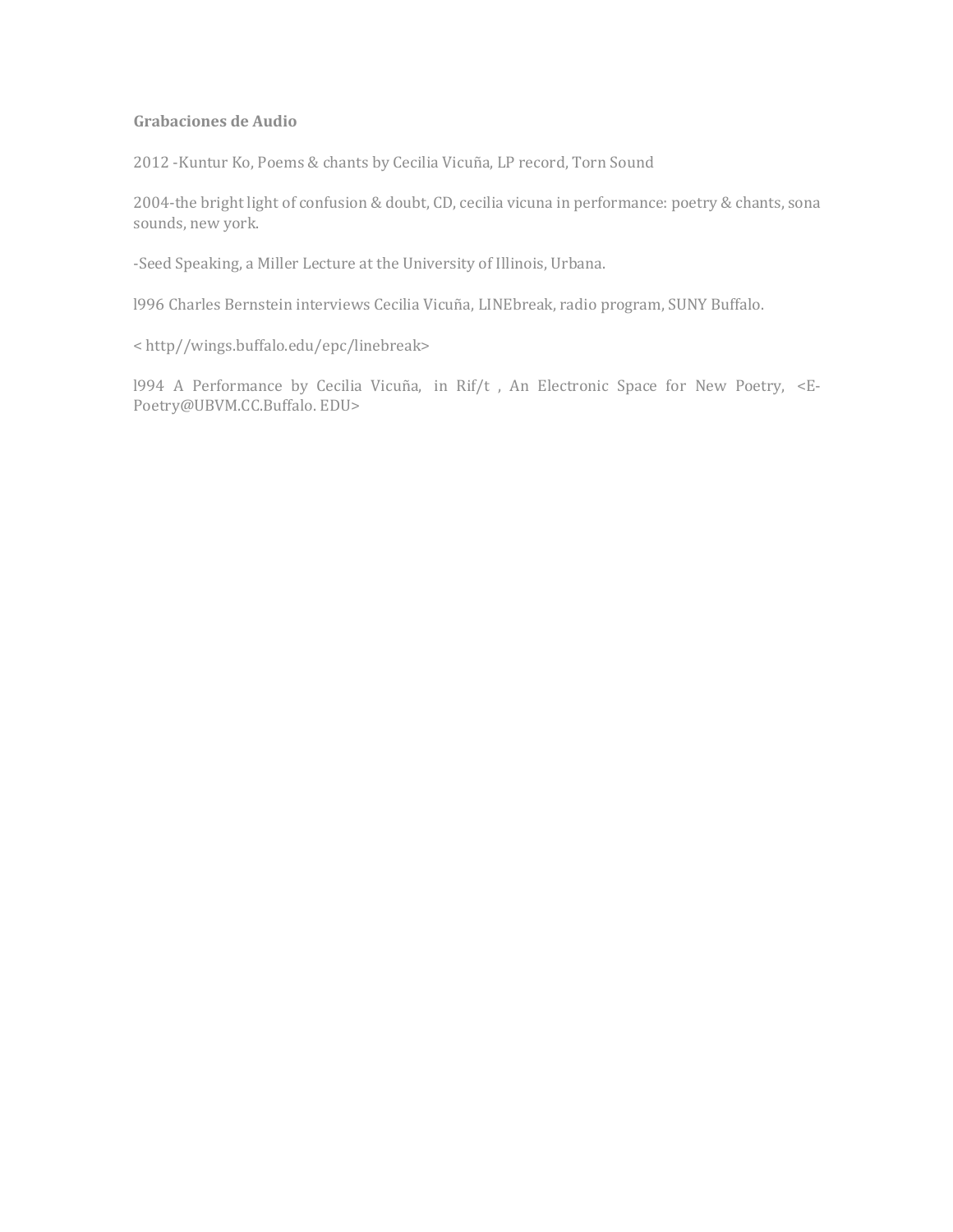**Grabaciones de Audio**

2012 -Kuntur Ko, Poems & chants by Cecilia Vicuña, LP record, Torn Sound

2004-the bright light of confusion & doubt, CD, cecilia vicuna in performance: poetry & chants, sona sounds, new york.

-Seed Speaking, a Miller Lecture at the University of Illinois, Urbana.

l996 Charles Bernstein interviews Cecilia Vicuña, LINEbreak, radio program, SUNY Buffalo.

< http//wings.buffalo.edu/epc/linebreak>

l994 A Performance by Cecilia Vicuña, in Rif/t , An Electronic Space for New Poetry, <E-Poetry@UBVM.CC.Buffalo. EDU>